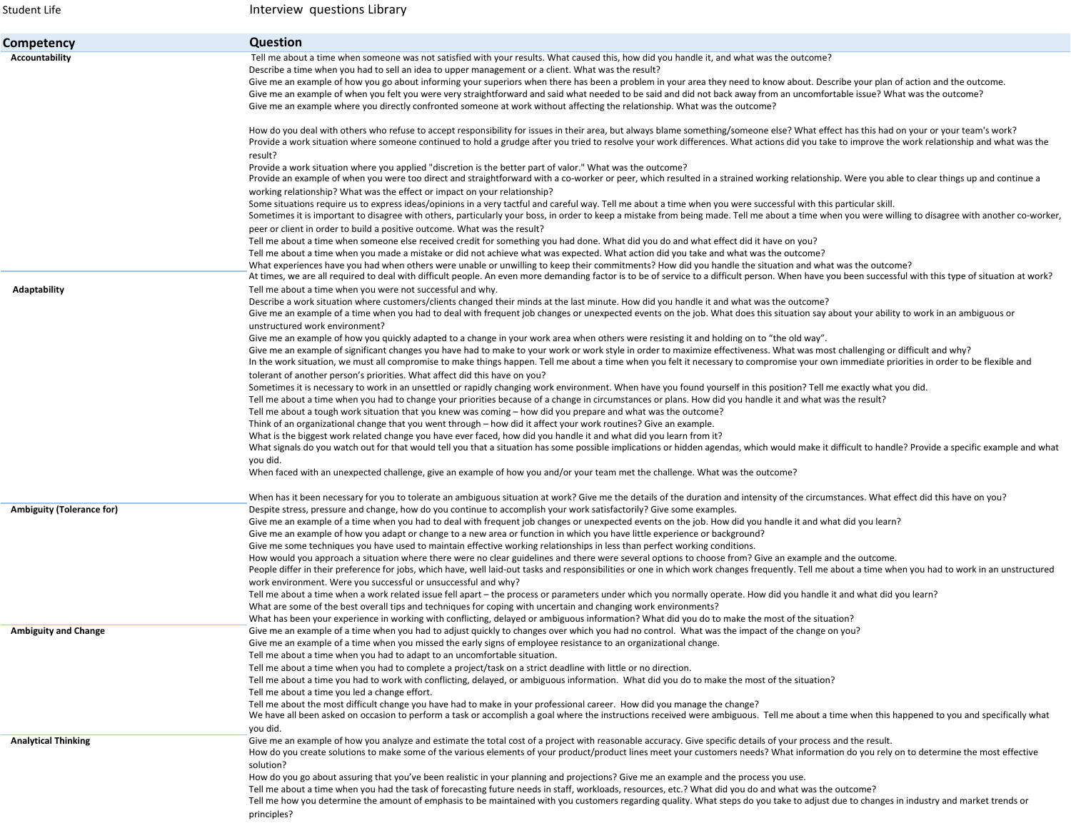Student Life

Interview questions Library

| Competency | Question |
|---|---|
| Accountability | Tell me about a time when someone was not satisfied with your results. What caused this, how did you handle it, and what was the outcome? |
| | Describe a time when you had to sell an idea to upper management or a client. What was the result? |
| | Give me an example of how you go about informing your superiors when there has been a problem in your area they need to know about. Describe your plan of action and the outcome. |
| | Give me an example of when you felt you were very straightforward and said what needed to be said and did not back away from an uncomfortable issue? What was the outcome? |
| | Give me an example where you directly confronted someone at work without affecting the relationship. What was the outcome? |
| | How do you deal with others who refuse to accept responsibility for issues in their area, but always blame something/someone else? What effect has this had on your or your team's work? |
| | Provide a work situation where someone continued to hold a grudge after you tried to resolve your work differences. What actions did you take to improve the work relationship and what was the result? |
| | Provide a work situation where you applied "discretion is the better part of valor." What was the outcome? |
| | Provide an example of when you were too direct and straightforward with a co-worker or peer, which resulted in a strained working relationship. Were you able to clear things up and continue a working relationship? What was the effect or impact on your relationship? |
| | Some situations require us to express ideas/opinions in a very tactful and careful way. Tell me about a time when you were successful with this particular skill. |
| | Sometimes it is important to disagree with others, particularly your boss, in order to keep a mistake from being made. Tell me about a time when you were willing to disagree with another co-worker, peer or client in order to build a positive outcome. What was the result? |
| | Tell me about a time when someone else received credit for something you had done. What did you do and what effect did it have on you? |
| | Tell me about a time when you made a mistake or did not achieve what was expected. What action did you take and what was the outcome? |
| | What experiences have you had when others were unable or unwilling to keep their commitments? How did you handle the situation and what was the outcome? |
| Adaptability | At times, we are all required to deal with difficult people. An even more demanding factor is to be of service to a difficult person. When have you been successful with this type of situation at work? Tell me about a time when you were not successful and why. |
| | Describe a work situation where customers/clients changed their minds at the last minute. How did you handle it and what was the outcome? |
| | Give me an example of a time when you had to deal with frequent job changes or unexpected events on the job. What does this situation say about your ability to work in an ambiguous or unstructured work environment? |
| | Give me an example of how you quickly adapted to a change in your work area when others were resisting it and holding on to “the old way”. |
| | Give me an example of significant changes you have had to make to your work or work style in order to maximize effectiveness. What was most challenging or difficult and why? |
| | In the work situation, we must all compromise to make things happen. Tell me about a time when you felt it necessary to compromise your own immediate priorities in order to be flexible and tolerant of another person’s priorities. What affect did this have on you? |
| | Sometimes it is necessary to work in an unsettled or rapidly changing work environment. When have you found yourself in this position? Tell me exactly what you did. |
| | Tell me about a time when you had to change your priorities because of a change in circumstances or plans. How did you handle it and what was the result? |
| | Tell me about a tough work situation that you knew was coming – how did you prepare and what was the outcome? |
| | Think of an organizational change that you went through – how did it affect your work routines? Give an example. |
| | What is the biggest work related change you have ever faced, how did you handle it and what did you learn from it? |
| | What signals do you watch out for that would tell you that a situation has some possible implications or hidden agendas, which would make it difficult to handle? Provide a specific example and what you did. |
| | When faced with an unexpected challenge, give an example of how you and/or your team met the challenge. What was the outcome? |
| | When has it been necessary for you to tolerate an ambiguous situation at work? Give me the details of the duration and intensity of the circumstances. What effect did this have on you? |
| Ambiguity (Tolerance for) | Despite stress, pressure and change, how do you continue to accomplish your work satisfactorily? Give some examples. |
| | Give me an example of a time when you had to deal with frequent job changes or unexpected events on the job. How did you handle it and what did you learn? |
| | Give me an example of how you adapt or change to a new area or function in which you have little experience or background? |
| | Give me some techniques you have used to maintain effective working relationships in less than perfect working conditions. |
| | How would you approach a situation where there were no clear guidelines and there were several options to choose from? Give an example and the outcome. |
| | People differ in their preference for jobs, which have, well laid-out tasks and responsibilities or one in which work changes frequently. Tell me about a time when you had to work in an unstructured work environment. Were you successful or unsuccessful and why? |
| | Tell me about a time when a work related issue fell apart – the process or parameters under which you normally operate. How did you handle it and what did you learn? |
| | What are some of the best overall tips and techniques for coping with uncertain and changing work environments? |
| | What has been your experience in working with conflicting, delayed or ambiguous information? What did you do to make the most of the situation? |
| Ambiguity and Change | Give me an example of a time when you had to adjust quickly to changes over which you had no control. What was the impact of the change on you? |
| | Give me an example of a time when you missed the early signs of employee resistance to an organizational change. |
| | Tell me about a time when you had to adapt to an uncomfortable situation. |
| | Tell me about a time when you had to complete a project/task on a strict deadline with little or no direction. |
| | Tell me about a time you had to work with conflicting, delayed, or ambiguous information. What did you do to make the most of the situation? |
| | Tell me about a time you led a change effort. |
| | Tell me about the most difficult change you have had to make in your professional career. How did you manage the change? |
| | We have all been asked on occasion to perform a task or accomplish a goal where the instructions received were ambiguous. Tell me about a time when this happened to you and specifically what you did. |
| Analytical Thinking | Give me an example of how you analyze and estimate the total cost of a project with reasonable accuracy. Give specific details of your process and the result. |
| | How do you create solutions to make some of the various elements of your product/product lines meet your customers needs? What information do you rely on to determine the most effective solution? |
| | How do you go about assuring that you’ve been realistic in your planning and projections? Give me an example and the process you use. |
| | Tell me about a time when you had the task of forecasting future needs in staff, workloads, resources, etc.? What did you do and what was the outcome? |
| | Tell me how you determine the amount of emphasis to be maintained with you customers regarding quality. What steps do you take to adjust due to changes in industry and market trends or principles? |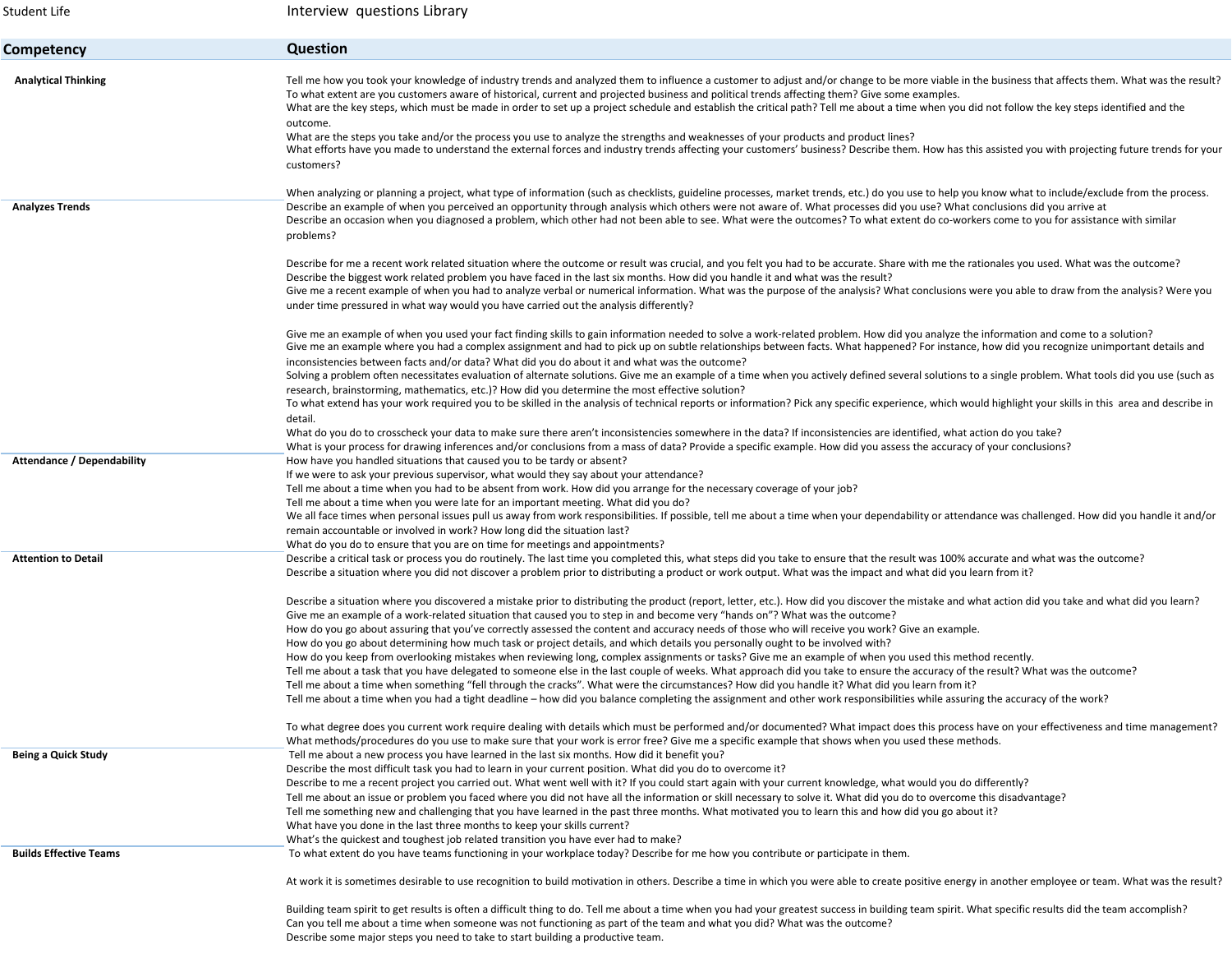| Competency | Question |
|---|---|
| **Analytical Thinking** | Tell me how you took your knowledge of industry trends and analyzed them to influence a customer to adjust and/or change to be more viable in the business that affects them. What was the result? |
| | To what extent are you customers aware of historical, current and projected business and political trends affecting them? Give some examples. |
| | What are the key steps, which must be made in order to set up a project schedule and establish the critical path? Tell me about a time when you did not follow the key steps identified and the outcome. |
| | What are the steps you take and/or the process you use to analyze the strengths and weaknesses of your products and product lines? |
| | What efforts have you made to understand the external forces and industry trends affecting your customers' business? Describe them. How has this assisted you with projecting future trends for your customers? |
| | When analyzing or planning a project, what type of information (such as checklists, guideline processes, market trends, etc.) do you use to help you know what to include/exclude from the process. |
| **Analyzes Trends** | Describe an example of when you perceived an opportunity through analysis which others were not aware of. What processes did you use? What conclusions did you arrive at |
| | Describe an occasion when you diagnosed a problem, which other had not been able to see. What were the outcomes? To what extent do co-workers come to you for assistance with similar problems? |
| | Describe for me a recent work related situation where the outcome or result was crucial, and you felt you had to be accurate. Share with me the rationales you used. What was the outcome? |
| | Describe the biggest work related problem you have faced in the last six months. How did you handle it and what was the result? |
| | Give me a recent example of when you had to analyze verbal or numerical information. What was the purpose of the analysis? What conclusions were you able to draw from the analysis? Were you under time pressured in what way would you have carried out the analysis differently? |
| | Give me an example of when you used your fact finding skills to gain information needed to solve a work-related problem. How did you analyze the information and come to a solution? |
| | Give me an example where you had a complex assignment and had to pick up on subtle relationships between facts. What happened? For instance, how did you recognize unimportant details and inconsistencies between facts and/or data? What did you do about it and what was the outcome? |
| | Solving a problem often necessitates evaluation of alternate solutions. Give me an example of a time when you actively defined several solutions to a single problem. What tools did you use (such as research, brainstorming, mathematics, etc.)? How did you determine the most effective solution? |
| | To what extend has your work required you to be skilled in the analysis of technical reports or information? Pick any specific experience, which would highlight your skills in this area and describe in detail. |
| | What do you do to crosscheck your data to make sure there aren't inconsistencies somewhere in the data? If inconsistencies are identified, what action do you take? |
| | What is your process for drawing inferences and/or conclusions from a mass of data? Provide a specific example. How did you assess the accuracy of your conclusions? |
| **Attendance / Dependability** | How have you handled situations that caused you to be tardy or absent? |
| | If we were to ask your previous supervisor, what would they say about your attendance? |
| | Tell me about a time when you had to be absent from work. How did you arrange for the necessary coverage of your job? |
| | Tell me about a time when you were late for an important meeting. What did you do? |
| | We all face times when personal issues pull us away from work responsibilities. If possible, tell me about a time when your dependability or attendance was challenged. How did you handle it and/or remain accountable or involved in work? How long did the situation last? |
| | What do you do to ensure that you are on time for meetings and appointments? |
| **Attention to Detail** | Describe a critical task or process you do routinely. The last time you completed this, what steps did you take to ensure that the result was 100% accurate and what was the outcome? |
| | Describe a situation where you did not discover a problem prior to distributing a product or work output. What was the impact and what did you learn from it? |
| | Describe a situation where you discovered a mistake prior to distributing the product (report, letter, etc.). How did you discover the mistake and what action did you take and what did you learn? |
| | Give me an example of a work-related situation that caused you to step in and become very "hands on"? What was the outcome? |
| | How do you go about assuring that you've correctly assessed the content and accuracy needs of those who will receive you work? Give an example. |
| | How do you go about determining how much task or project details, and which details you personally ought to be involved with? |
| | How do you keep from overlooking mistakes when reviewing long, complex assignments or tasks? Give me an example of when you used this method recently. |
| | Tell me about a task that you have delegated to someone else in the last couple of weeks. What approach did you take to ensure the accuracy of the result? What was the outcome? |
| | Tell me about a time when something "fell through the cracks". What were the circumstances? How did you handle it? What did you learn from it? |
| | Tell me about a time when you had a tight deadline – how did you balance completing the assignment and other work responsibilities while assuring the accuracy of the work? |
| | To what degree does you current work require dealing with details which must be performed and/or documented? What impact does this process have on your effectiveness and time management? |
| | What methods/procedures do you use to make sure that your work is error free? Give me a specific example that shows when you used these methods. |
| **Being a Quick Study** | Tell me about a new process you have learned in the last six months. How did it benefit you? |
| | Describe the most difficult task you had to learn in your current position. What did you do to overcome it? |
| | Describe to me a recent project you carried out. What went well with it? If you could start again with your current knowledge, what would you do differently? |
| | Tell me about an issue or problem you faced where you did not have all the information or skill necessary to solve it. What did you do to overcome this disadvantage? |
| | Tell me something new and challenging that you have learned in the past three months. What motivated you to learn this and how did you go about it? |
| | What have you done in the last three months to keep your skills current? |
| | What's the quickest and toughest job related transition you have ever had to make? |
| **Builds Effective Teams** | To what extent do you have teams functioning in your workplace today? Describe for me how you contribute or participate in them. |
| | At work it is sometimes desirable to use recognition to build motivation in others. Describe a time in which you were able to create positive energy in another employee or team. What was the result? |
| | Building team spirit to get results is often a difficult thing to do. Tell me about a time when you had your greatest success in building team spirit. What specific results did the team accomplish? |
| | Can you tell me about a time when someone was not functioning as part of the team and what you did? What was the outcome? |
| | Describe some major steps you need to take to start building a productive team. |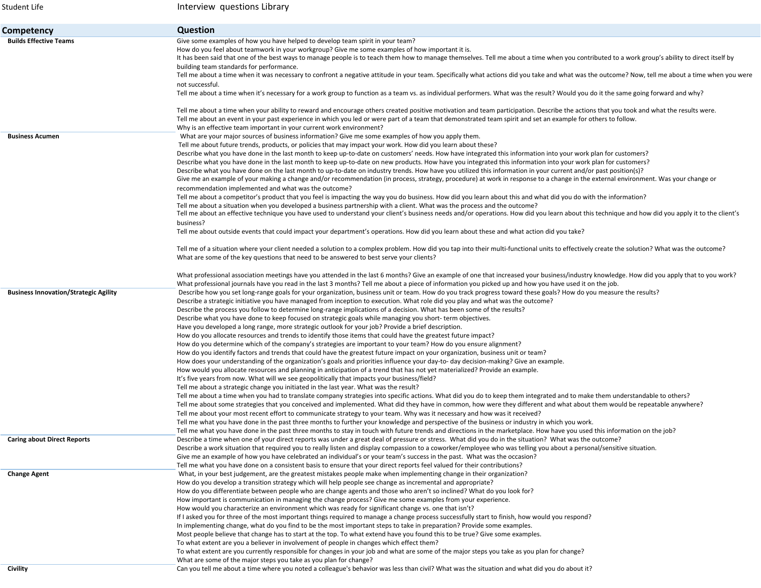Student Life

Interview questions Library

| Competency | Question |
|---|---|
| **Builds Effective Teams** | Give some examples of how you have helped to develop team spirit in your team? |
| | How do you feel about teamwork in your workgroup? Give me some examples of how important it is. |
| | It has been said that one of the best ways to manage people is to teach them how to manage themselves. Tell me about a time when you contributed to a work group's ability to direct itself by building team standards for performance. |
| | Tell me about a time when it was necessary to confront a negative attitude in your team. Specifically what actions did you take and what was the outcome? Now, tell me about a time when you were not successful. |
| | Tell me about a time when it's necessary for a work group to function as a team vs. as individual performers. What was the result? Would you do it the same going forward and why? |
| | Tell me about a time when your ability to reward and encourage others created positive motivation and team participation. Describe the actions that you took and what the results were. |
| | Tell me about an event in your past experience in which you led or were part of a team that demonstrated team spirit and set an example for others to follow. |
| | Why is an effective team important in your current work environment? |
| **Business Acumen** | What are your major sources of business information? Give me some examples of how you apply them. |
| | Tell me about future trends, products, or policies that may impact your work. How did you learn about these? |
| | Describe what you have done in the last month to keep up-to-date on customers' needs. How have integrated this information into your work plan for customers? |
| | Describe what you have done in the last month to keep up-to-date on new products. How have you integrated this information into your work plan for customers? |
| | Describe what you have done on the last month to up-to-date on industry trends. How have you utilized this information in your current and/or past position(s)? |
| | Give me an example of your making a change and/or recommendation (in process, strategy, procedure) at work in response to a change in the external environment. Was your change or recommendation implemented and what was the outcome? |
| | Tell me about a competitor's product that you feel is impacting the way you do business. How did you learn about this and what did you do with the information? |
| | Tell me about a situation when you developed a business partnership with a client. What was the process and the outcome? |
| | Tell me about an effective technique you have used to understand your client's business needs and/or operations. How did you learn about this technique and how did you apply it to the client's business? |
| | Tell me about outside events that could impact your department's operations. How did you learn about these and what action did you take? |
| | Tell me of a situation where your client needed a solution to a complex problem. How did you tap into their multi-functional units to effectively create the solution? What was the outcome? |
| | What are some of the key questions that need to be answered to best serve your clients? |
| | What professional association meetings have you attended in the last 6 months? Give an example of one that increased your business/industry knowledge. How did you apply that to you work? |
| | What professional journals have you read in the last 3 months? Tell me about a piece of information you picked up and how you have used it on the job. |
| **Business Innovation/Strategic Agility** | Describe how you set long-range goals for your organization, business unit or team. How do you track progress toward these goals? How do you measure the results? |
| | Describe a strategic initiative you have managed from inception to execution. What role did you play and what was the outcome? |
| | Describe the process you follow to determine long-range implications of a decision. What has been some of the results? |
| | Describe what you have done to keep focused on strategic goals while managing you short- term objectives. |
| | Have you developed a long range, more strategic outlook for your job? Provide a brief description. |
| | How do you allocate resources and trends to identify those items that could have the greatest future impact? |
| | How do you determine which of the company's strategies are important to your team? How do you ensure alignment? |
| | How do you identify factors and trends that could have the greatest future impact on your organization, business unit or team? |
| | How does your understanding of the organization's goals and priorities influence your day-to- day decision-making? Give an example. |
| | How would you allocate resources and planning in anticipation of a trend that has not yet materialized? Provide an example. |
| | It's five years from now. What will we see geopolitically that impacts your business/field? |
| | Tell me about a strategic change you initiated in the last year. What was the result? |
| | Tell me about a time when you had to translate company strategies into specific actions. What did you do to keep them integrated and to make them understandable to others? |
| | Tell me about some strategies that you conceived and implemented. What did they have in common, how were they different and what about them would be repeatable anywhere? |
| | Tell me about your most recent effort to communicate strategy to your team. Why was it necessary and how was it received? |
| | Tell me what you have done in the past three months to further your knowledge and perspective of the business or industry in which you work. |
| | Tell me what you have done in the past three months to stay in touch with future trends and directions in the marketplace. How have you used this information on the job? |
| **Caring about Direct Reports** | Describe a time when one of your direct reports was under a great deal of pressure or stress. What did you do in the situation? What was the outcome? |
| | Describe a work situation that required you to really listen and display compassion to a coworker/employee who was telling you about a personal/sensitive situation. |
| | Give me an example of how you have celebrated an individual's or your team's success in the past. What was the occasion? |
| | Tell me what you have done on a consistent basis to ensure that your direct reports feel valued for their contributions? |
| **Change Agent** | What, in your best judgement, are the greatest mistakes people make when implementing change in their organization? |
| | How do you develop a transition strategy which will help people see change as incremental and appropriate? |
| | How do you differentiate between people who are change agents and those who aren't so inclined? What do you look for? |
| | How important is communication in managing the change process? Give me some examples from your experience. |
| | How would you characterize an environment which was ready for significant change vs. one that isn't? |
| | If I asked you for three of the most important things required to manage a change process successfully start to finish, how would you respond? |
| | In implementing change, what do you find to be the most important steps to take in preparation? Provide some examples. |
| | Most people believe that change has to start at the top. To what extend have you found this to be true? Give some examples. |
| | To what extent are you a believer in involvement of people in changes which effect them? |
| | To what extent are you currently responsible for changes in your job and what are some of the major steps you take as you plan for change? |
| | What are some of the major steps you take as you plan for change? |
| **Civility** | Can you tell me about a time where you noted a colleague's behavior was less than civil? What was the situation and what did you do about it? |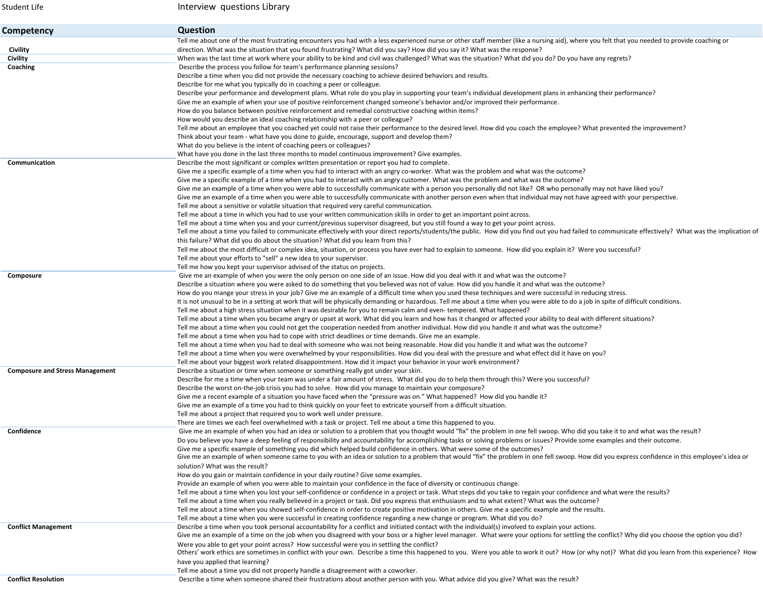Student Life | Interview questions Library

| Competency | Question |
|---|---|
| Civility | Tell me about one of the most frustrating encounters you had with a less experienced nurse or other staff member (like a nursing aid), where you felt that you needed to provide coaching or direction. What was the situation that you found frustrating? What did you say? How did you say it? What was the response? |
| Civility | When was the last time at work where your ability to be kind and civil was challenged? What was the situation? What did you do? Do you have any regrets? |
| Coaching | Describe the process you follow for team's performance planning sessions? |
| | Describe a time when you did not provide the necessary coaching to achieve desired behaviors and results. |
| | Describe for me what you typically do in coaching a peer or colleague. |
| | Describe your performance and development plans. What role do you play in supporting your team's individual development plans in enhancing their performance? |
| | Give me an example of when your use of positive reinforcement changed someone's behavior and/or improved their performance. |
| | How do you balance between positive reinforcement and remedial constructive coaching within items? |
| | How would you describe an ideal coaching relationship with a peer or colleague? |
| | Tell me about an employee that you coached yet could not raise their performance to the desired level. How did you coach the employee? What prevented the improvement? |
| | Think about your team - what have you done to guide, encourage, support and develop them? |
| | What do you believe is the intent of coaching peers or colleagues? |
| | What have you done in the last three months to model continuous improvement? Give examples. |
| Communication | Describe the most significant or complex written presentation or report you had to complete. |
| | Give me a specific example of a time when you had to interact with an angry co-worker. What was the problem and what was the outcome? |
| | Give me a specific example of a time when you had to interact with an angry customer. What was the problem and what was the outcome? |
| | Give me an example of a time when you were able to successfully communicate with a person you personally did not like? OR who personally may not have liked you? |
| | Give me an example of a time when you were able to successfully communicate with another person even when that individual may not have agreed with your perspective. |
| | Tell me about a sensitive or volatile situation that required very careful communication. |
| | Tell me about a time in which you had to use your written communication skills in order to get an important point across. |
| | Tell me about a time when you and your current/previous supervisor disagreed, but you still found a way to get your point across. |
| | Tell me about a time you failed to communicate effectively with your direct reports/students/the public. How did you find out you had failed to communicate effectively? What was the implication of this failure? What did you do about the situation? What did you learn from this? |
| | Tell me about the most difficult or complex idea, situation, or process you have ever had to explain to someone. How did you explain it? Were you successful? |
| | Tell me about your efforts to "sell" a new idea to your supervisor. |
| | Tell me how you kept your supervisor advised of the status on projects. |
| Composure | Give me an example of when you were the only person on one side of an issue. How did you deal with it and what was the outcome? |
| | Describe a situation where you were asked to do something that you believed was not of value. How did you handle it and what was the outcome? |
| | How do you mange your stress in your job? Give me an example of a difficult time when you used these techniques and were successful in reducing stress. |
| | It is not unusual to be in a setting at work that will be physically demanding or hazardous. Tell me about a time when you were able to do a job in spite of difficult conditions. |
| | Tell me about a high stress situation when it was desirable for you to remain calm and even- tempered. What happened? |
| | Tell me about a time when you became angry or upset at work. What did you learn and how has it changed or affected your ability to deal with different situations? |
| | Tell me about a time when you could not get the cooperation needed from another individual. How did you handle it and what was the outcome? |
| | Tell me about a time when you had to cope with strict deadlines or time demands. Give me an example. |
| | Tell me about a time when you had to deal with someone who was not being reasonable. How did you handle it and what was the outcome? |
| | Tell me about a time when you were overwhelmed by your responsibilities. How did you deal with the pressure and what effect did it have on you? |
| | Tell me about your biggest work related disappointment. How did it impact your behavior in your work environment? |
| Composure and Stress Management | Describe a situation or time when someone or something really got under your skin. |
| | Describe for me a time when your team was under a fair amount of stress. What did you do to help them through this? Were you successful? |
| | Describe the worst on-the-job crisis you had to solve. How did you manage to maintain your composure? |
| | Give me a recent example of a situation you have faced when the "pressure was on." What happened? How did you handle it? |
| | Give me an example of a time you had to think quickly on your feet to extricate yourself from a difficult situation. |
| | Tell me about a project that required you to work well under pressure. |
| | There are times we each feel overwhelmed with a task or project. Tell me about a time this happened to you. |
| Confidence | Give me an example of when you had an idea or solution to a problem that you thought would "fix" the problem in one fell swoop. Who did you take it to and what was the result? |
| | Do you believe you have a deep feeling of responsibility and accountability for accomplishing tasks or solving problems or issues? Provide some examples and their outcome. |
| | Give me a specific example of something you did which helped build confidence in others. What were some of the outcomes? |
| | Give me an example of when someone came to you with an idea or solution to a problem that would "fix" the problem in one fell swoop. How did you express confidence in this employee's idea or solution? What was the result? |
| | How do you gain or maintain confidence in your daily routine? Give some examples. |
| | Provide an example of when you were able to maintain your confidence in the face of diversity or continuous change. |
| | Tell me about a time when you lost your self-confidence or confidence in a project or task. What steps did you take to regain your confidence and what were the results? |
| | Tell me about a time when you really believed in a project or task. Did you express that enthusiasm and to what extent? What was the outcome? |
| | Tell me about a time when you showed self-confidence in order to create positive motivation in others. Give me a specific example and the results. |
| | Tell me about a time when you were successful in creating confidence regarding a new change or program. What did you do? |
| Conflict Management | Describe a time when you took personal accountability for a conflict and initiated contact with the individual(s) involved to explain your actions. |
| | Give me an example of a time on the job when you disagreed with your boss or a higher level manager. What were your options for settling the conflict? Why did you choose the option you did? Were you able to get your point across? How successful were you in settling the conflict? |
| | Others' work ethics are sometimes in conflict with your own. Describe a time this happened to you. Were you able to work it out? How (or why not)? What did you learn from this experience? How have you applied that learning? |
| | Tell me about a time you did not properly handle a disagreement with a coworker. |
| Conflict Resolution | Describe a time when someone shared their frustrations about another person with you. What advice did you give? What was the result? |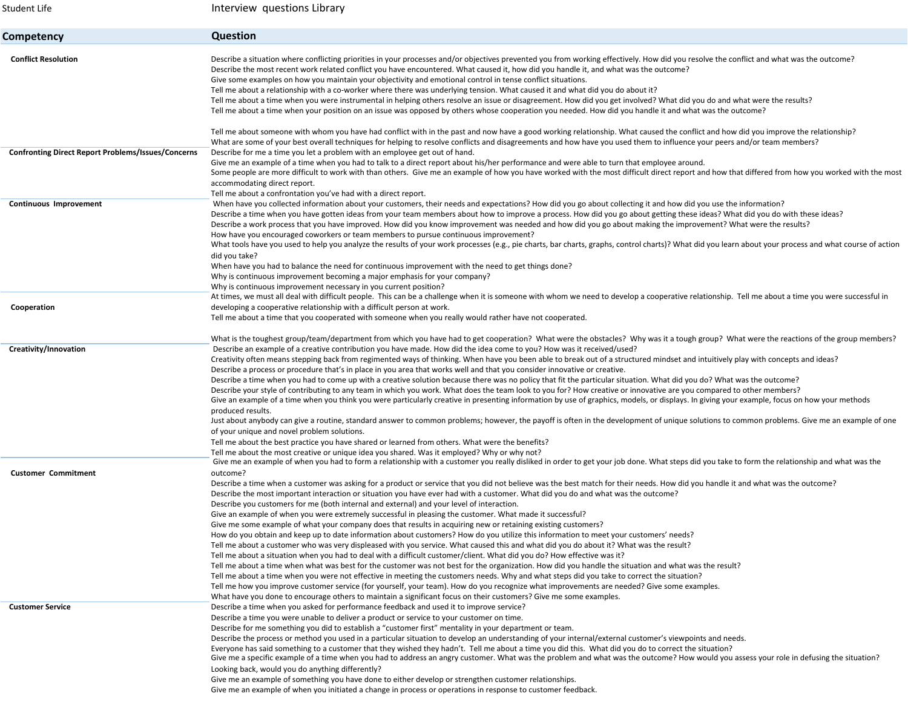| Competency | Question |
|---|---|
| **Conflict Resolution** | Describe a situation where conflicting priorities in your processes and/or objectives prevented you from working effectively. How did you resolve the conflict and what was the outcome?<br>Describe the most recent work related conflict you have encountered. What caused it, how did you handle it, and what was the outcome?<br>Give some examples on how you maintain your objectivity and emotional control in tense conflict situations.<br>Tell me about a relationship with a co-worker where there was underlying tension. What caused it and what did you do about it?<br>Tell me about a time when you were instrumental in helping others resolve an issue or disagreement. How did you get involved? What did you do and what were the results?<br>Tell me about a time when your position on an issue was opposed by others whose cooperation you needed. How did you handle it and what was the outcome?<br><br>Tell me about someone with whom you have had conflict with in the past and now have a good working relationship. What caused the conflict and how did you improve the relationship?<br>What are some of your best overall techniques for helping to resolve conflicts and disagreements and how have you used them to influence your peers and/or team members? |
| **Confronting Direct Report Problems/Issues/Concerns** | Describe for me a time you let a problem with an employee get out of hand.<br>Give me an example of a time when you had to talk to a direct report about his/her performance and were able to turn that employee around.<br>Some people are more difficult to work with than others. Give me an example of how you have worked with the most difficult direct report and how that differed from how you worked with the most accommodating direct report.<br>Tell me about a confrontation you've had with a direct report. |
| **Continuous Improvement** | When have you collected information about your customers, their needs and expectations? How did you go about collecting it and how did you use the information?<br>Describe a time when you have gotten ideas from your team members about how to improve a process. How did you go about getting these ideas? What did you do with these ideas?<br>Describe a work process that you have improved. How did you know improvement was needed and how did you go about making the improvement? What were the results?<br>How have you encouraged coworkers or team members to pursue continuous improvement?<br>What tools have you used to help you analyze the results of your work processes (e.g., pie charts, bar charts, graphs, control charts)? What did you learn about your process and what course of action did you take?<br>When have you had to balance the need for continuous improvement with the need to get things done?<br>Why is continuous improvement becoming a major emphasis for your company?<br>Why is continuous improvement necessary in you current position? |
| **Cooperation** | At times, we must all deal with difficult people. This can be a challenge when it is someone with whom we need to develop a cooperative relationship. Tell me about a time you were successful in developing a cooperative relationship with a difficult person at work.<br>Tell me about a time that you cooperated with someone when you really would rather have not cooperated.<br><br>What is the toughest group/team/department from which you have had to get cooperation? What were the obstacles? Why was it a tough group? What were the reactions of the group members? |
| **Creativity/Innovation** | Describe an example of a creative contribution you have made. How did the idea come to you? How was it received/used?<br>Creativity often means stepping back from regimented ways of thinking. When have you been able to break out of a structured mindset and intuitively play with concepts and ideas?<br>Describe a process or procedure that's in place in you area that works well and that you consider innovative or creative.<br>Describe a time when you had to come up with a creative solution because there was no policy that fit the particular situation. What did you do? What was the outcome?<br>Describe your style of contributing to any team in which you work. What does the team look to you for? How creative or innovative are you compared to other members?<br>Give an example of a time when you think you were particularly creative in presenting information by use of graphics, models, or displays. In giving your example, focus on how your methods produced results.<br>Just about anybody can give a routine, standard answer to common problems; however, the payoff is often in the development of unique solutions to common problems. Give me an example of one of your unique and novel problem solutions.<br>Tell me about the best practice you have shared or learned from others. What were the benefits?<br>Tell me about the most creative or unique idea you shared. Was it employed? Why or why not? |
| **Customer Commitment** | Give me an example of when you had to form a relationship with a customer you really disliked in order to get your job done. What steps did you take to form the relationship and what was the outcome?<br>Describe a time when a customer was asking for a product or service that you did not believe was the best match for their needs. How did you handle it and what was the outcome?<br>Describe the most important interaction or situation you have ever had with a customer. What did you do and what was the outcome?<br>Describe you customers for me (both internal and external) and your level of interaction.<br>Give an example of when you were extremely successful in pleasing the customer. What made it successful?<br>Give me some example of what your company does that results in acquiring new or retaining existing customers?<br>How do you obtain and keep up to date information about customers? How do you utilize this information to meet your customers' needs?<br>Tell me about a customer who was very displeased with you service. What caused this and what did you do about it? What was the result?<br>Tell me about a situation when you had to deal with a difficult customer/client. What did you do? How effective was it?<br>Tell me about a time when what was best for the customer was not best for the organization. How did you handle the situation and what was the result?<br>Tell me about a time when you were not effective in meeting the customers needs. Why and what steps did you take to correct the situation?<br>Tell me how you improve customer service (for yourself, your team). How do you recognize what improvements are needed? Give some examples.<br>What have you done to encourage others to maintain a significant focus on their customers? Give me some examples. |
| **Customer Service** | Describe a time when you asked for performance feedback and used it to improve service?<br>Describe a time you were unable to deliver a product or service to your customer on time.<br>Describe for me something you did to establish a "customer first" mentality in your department or team.<br>Describe the process or method you used in a particular situation to develop an understanding of your internal/external customer's viewpoints and needs.<br>Everyone has said something to a customer that they wished they hadn't. Tell me about a time you did this. What did you do to correct the situation?<br>Give me a specific example of a time when you had to address an angry customer. What was the problem and what was the outcome? How would you assess your role in defusing the situation? Looking back, would you do anything differently?<br>Give me an example of something you have done to either develop or strengthen customer relationships.<br>Give me an example of when you initiated a change in process or operations in response to customer feedback. |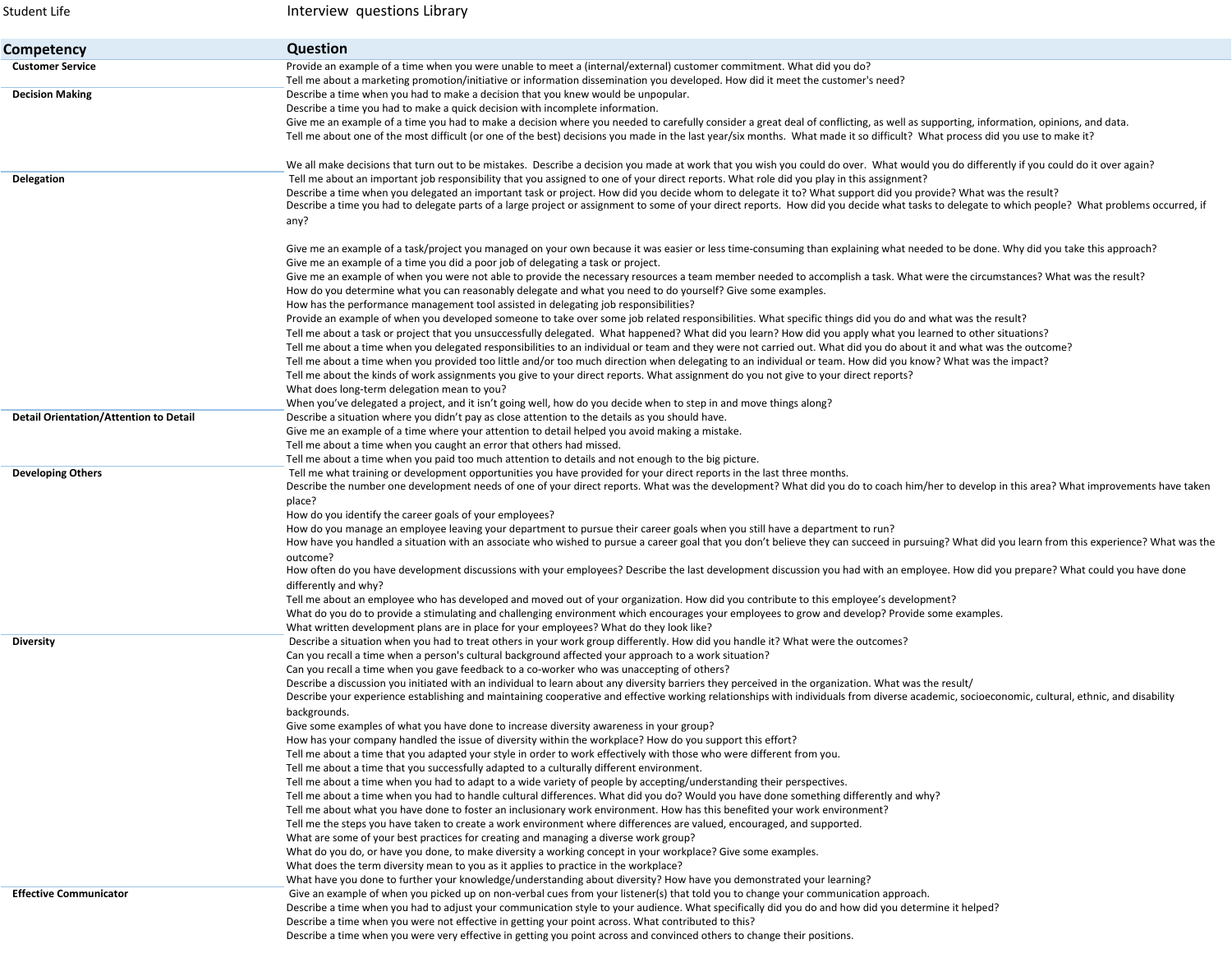Student Life

Interview questions Library

| Competency | Question |
|---|---|
| Customer Service | Provide an example of a time when you were unable to meet a (internal/external) customer commitment. What did you do? |
| | Tell me about a marketing promotion/initiative or information dissemination you developed. How did it meet the customer's need? |
| Decision Making | Describe a time when you had to make a decision that you knew would be unpopular. |
| | Describe a time you had to make a quick decision with incomplete information. |
| | Give me an example of a time you had to make a decision where you needed to carefully consider a great deal of conflicting, as well as supporting, information, opinions, and data. |
| | Tell me about one of the most difficult (or one of the best) decisions you made in the last year/six months. What made it so difficult? What process did you use to make it? |
| | We all make decisions that turn out to be mistakes. Describe a decision you made at work that you wish you could do over. What would you do differently if you could do it over again? |
| Delegation | Tell me about an important job responsibility that you assigned to one of your direct reports. What role did you play in this assignment? |
| | Describe a time when you delegated an important task or project. How did you decide whom to delegate it to? What support did you provide? What was the result? |
| | Describe a time you had to delegate parts of a large project or assignment to some of your direct reports. How did you decide what tasks to delegate to which people? What problems occurred, if any? |
| | Give me an example of a task/project you managed on your own because it was easier or less time-consuming than explaining what needed to be done. Why did you take this approach? |
| | Give me an example of a time you did a poor job of delegating a task or project. |
| | Give me an example of when you were not able to provide the necessary resources a team member needed to accomplish a task. What were the circumstances? What was the result? |
| | How do you determine what you can reasonably delegate and what you need to do yourself? Give some examples. |
| | How has the performance management tool assisted in delegating job responsibilities? |
| | Provide an example of when you developed someone to take over some job related responsibilities. What specific things did you do and what was the result? |
| | Tell me about a task or project that you unsuccessfully delegated. What happened? What did you learn? How did you apply what you learned to other situations? |
| | Tell me about a time when you delegated responsibilities to an individual or team and they were not carried out. What did you do about it and what was the outcome? |
| | Tell me about a time when you provided too little and/or too much direction when delegating to an individual or team. How did you know? What was the impact? |
| | Tell me about the kinds of work assignments you give to your direct reports. What assignment do you not give to your direct reports? |
| | What does long-term delegation mean to you? |
| | When you've delegated a project, and it isn't going well, how do you decide when to step in and move things along? |
| Detail Orientation/Attention to Detail | Describe a situation where you didn't pay as close attention to the details as you should have. |
| | Give me an example of a time where your attention to detail helped you avoid making a mistake. |
| | Tell me about a time when you caught an error that others had missed. |
| | Tell me about a time when you paid too much attention to details and not enough to the big picture. |
| Developing Others | Tell me what training or development opportunities you have provided for your direct reports in the last three months. |
| | Describe the number one development needs of one of your direct reports. What was the development? What did you do to coach him/her to develop in this area? What improvements have taken place? |
| | How do you identify the career goals of your employees? |
| | How do you manage an employee leaving your department to pursue their career goals when you still have a department to run? |
| | How have you handled a situation with an associate who wished to pursue a career goal that you don't believe they can succeed in pursuing? What did you learn from this experience? What was the outcome? |
| | How often do you have development discussions with your employees? Describe the last development discussion you had with an employee. How did you prepare? What could you have done differently and why? |
| | Tell me about an employee who has developed and moved out of your organization. How did you contribute to this employee's development? |
| | What do you do to provide a stimulating and challenging environment which encourages your employees to grow and develop? Provide some examples. |
| | What written development plans are in place for your employees? What do they look like? |
| Diversity | Describe a situation when you had to treat others in your work group differently. How did you handle it? What were the outcomes? |
| | Can you recall a time when a person's cultural background affected your approach to a work situation? |
| | Can you recall a time when you gave feedback to a co-worker who was unaccepting of others? |
| | Describe a discussion you initiated with an individual to learn about any diversity barriers they perceived in the organization. What was the result/ |
| | Describe your experience establishing and maintaining cooperative and effective working relationships with individuals from diverse academic, socioeconomic, cultural, ethnic, and disability backgrounds. |
| | Give some examples of what you have done to increase diversity awareness in your group? |
| | How has your company handled the issue of diversity within the workplace? How do you support this effort? |
| | Tell me about a time that you adapted your style in order to work effectively with those who were different from you. |
| | Tell me about a time that you successfully adapted to a culturally different environment. |
| | Tell me about a time when you had to adapt to a wide variety of people by accepting/understanding their perspectives. |
| | Tell me about a time when you had to handle cultural differences. What did you do? Would you have done something differently and why? |
| | Tell me about what you have done to foster an inclusionary work environment. How has this benefited your work environment? |
| | Tell me the steps you have taken to create a work environment where differences are valued, encouraged, and supported. |
| | What are some of your best practices for creating and managing a diverse work group? |
| | What do you do, or have you done, to make diversity a working concept in your workplace? Give some examples. |
| | What does the term diversity mean to you as it applies to practice in the workplace? |
| | What have you done to further your knowledge/understanding about diversity? How have you demonstrated your learning? |
| Effective Communicator | Give an example of when you picked up on non-verbal cues from your listener(s) that told you to change your communication approach. |
| | Describe a time when you had to adjust your communication style to your audience. What specifically did you do and how did you determine it helped? |
| | Describe a time when you were not effective in getting your point across. What contributed to this? |
| | Describe a time when you were very effective in getting you point across and convinced others to change their positions. |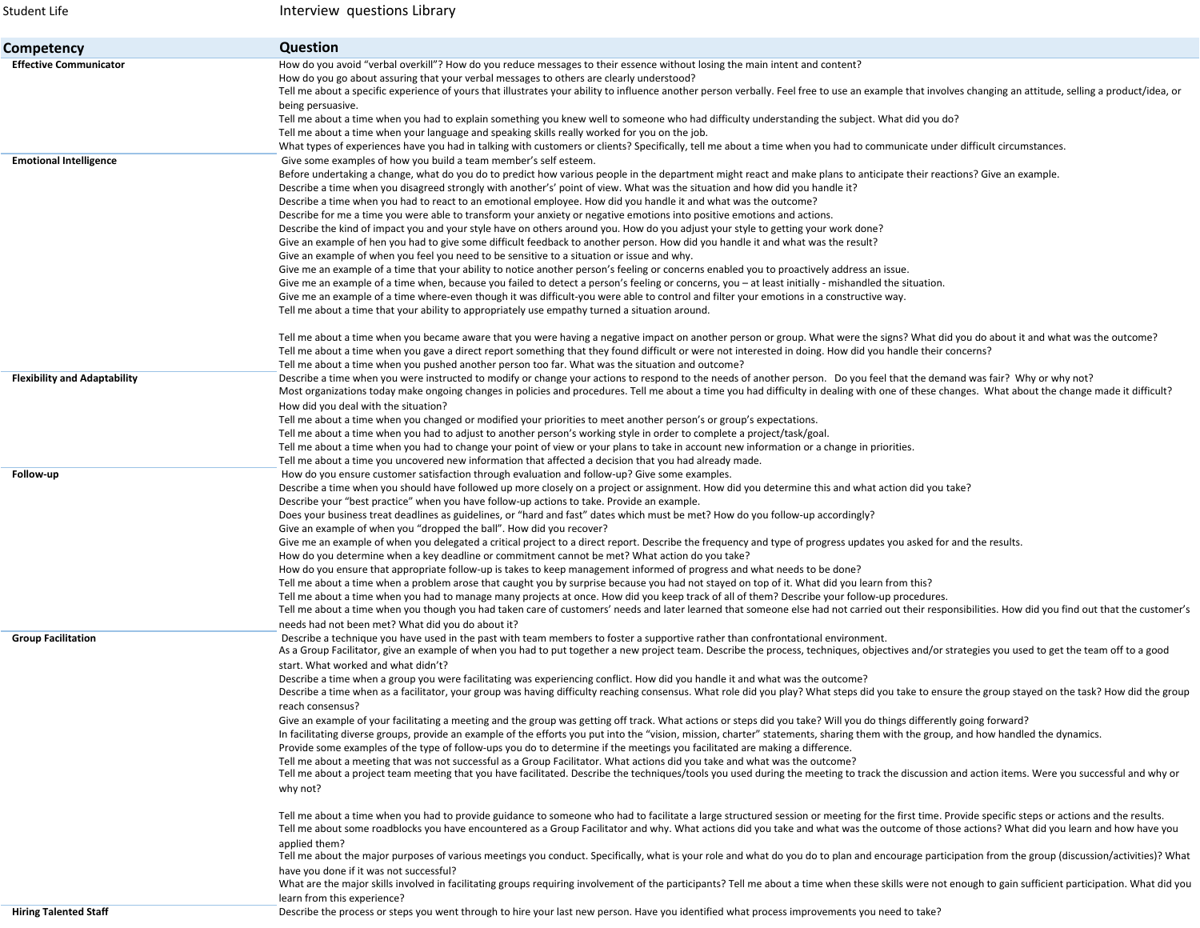| Competency | Question |
|---|---|
| **Effective Communicator** | How do you avoid "verbal overkill"? How do you reduce messages to their essence without losing the main intent and content? |
| | How do you go about assuring that your verbal messages to others are clearly understood? |
| | Tell me about a specific experience of yours that illustrates your ability to influence another person verbally. Feel free to use an example that involves changing an attitude, selling a product/idea, or being persuasive. |
| | Tell me about a time when you had to explain something you knew well to someone who had difficulty understanding the subject. What did you do? |
| | Tell me about a time when your language and speaking skills really worked for you on the job. |
| | What types of experiences have you had in talking with customers or clients? Specifically, tell me about a time when you had to communicate under difficult circumstances. |
| **Emotional Intelligence** | Give some examples of how you build a team member's self esteem. |
| | Before undertaking a change, what do you do to predict how various people in the department might react and make plans to anticipate their reactions? Give an example. |
| | Describe a time when you disagreed strongly with another's' point of view. What was the situation and how did you handle it? |
| | Describe a time when you had to react to an emotional employee. How did you handle it and what was the outcome? |
| | Describe for me a time you were able to transform your anxiety or negative emotions into positive emotions and actions. |
| | Describe the kind of impact you and your style have on others around you. How do you adjust your style to getting your work done? |
| | Give an example of hen you had to give some difficult feedback to another person. How did you handle it and what was the result? |
| | Give an example of when you feel you need to be sensitive to a situation or issue and why. |
| | Give me an example of a time that your ability to notice another person's feeling or concerns enabled you to proactively address an issue. |
| | Give me an example of a time when, because you failed to detect a person's feeling or concerns, you – at least initially - mishandled the situation. |
| | Give me an example of a time where-even though it was difficult-you were able to control and filter your emotions in a constructive way. |
| | Tell me about a time that your ability to appropriately use empathy turned a situation around. |
| | Tell me about a time when you became aware that you were having a negative impact on another person or group. What were the signs? What did you do about it and what was the outcome? |
| | Tell me about a time when you gave a direct report something that they found difficult or were not interested in doing. How did you handle their concerns? |
| | Tell me about a time when you pushed another person too far. What was the situation and outcome? |
| **Flexibility and Adaptability** | Describe a time when you were instructed to modify or change your actions to respond to the needs of another person. Do you feel that the demand was fair? Why or why not? |
| | Most organizations today make ongoing changes in policies and procedures. Tell me about a time you had difficulty in dealing with one of these changes. What about the change made it difficult? How did you deal with the situation? |
| | Tell me about a time when you changed or modified your priorities to meet another person's or group's expectations. |
| | Tell me about a time when you had to adjust to another person's working style in order to complete a project/task/goal. |
| | Tell me about a time when you had to change your point of view or your plans to take in account new information or a change in priorities. |
| | Tell me about a time you uncovered new information that affected a decision that you had already made. |
| **Follow-up** | How do you ensure customer satisfaction through evaluation and follow-up? Give some examples. |
| | Describe a time when you should have followed up more closely on a project or assignment. How did you determine this and what action did you take? |
| | Describe your "best practice" when you have follow-up actions to take. Provide an example. |
| | Does your business treat deadlines as guidelines, or "hard and fast" dates which must be met? How do you follow-up accordingly? |
| | Give an example of when you "dropped the ball". How did you recover? |
| | Give me an example of when you delegated a critical project to a direct report. Describe the frequency and type of progress updates you asked for and the results. |
| | How do you determine when a key deadline or commitment cannot be met? What action do you take? |
| | How do you ensure that appropriate follow-up is takes to keep management informed of progress and what needs to be done? |
| | Tell me about a time when a problem arose that caught you by surprise because you had not stayed on top of it. What did you learn from this? |
| | Tell me about a time when you had to manage many projects at once. How did you keep track of all of them? Describe your follow-up procedures. |
| | Tell me about a time when you though you had taken care of customers' needs and later learned that someone else had not carried out their responsibilities. How did you find out that the customer's needs had not been met? What did you do about it? |
| **Group Facilitation** | Describe a technique you have used in the past with team members to foster a supportive rather than confrontational environment. |
| | As a Group Facilitator, give an example of when you had to put together a new project team. Describe the process, techniques, objectives and/or strategies you used to get the team off to a good start. What worked and what didn't? |
| | Describe a time when a group you were facilitating was experiencing conflict. How did you handle it and what was the outcome? |
| | Describe a time when as a facilitator, your group was having difficulty reaching consensus. What role did you play? What steps did you take to ensure the group stayed on the task? How did the group reach consensus? |
| | Give an example of your facilitating a meeting and the group was getting off track. What actions or steps did you take? Will you do things differently going forward? |
| | In facilitating diverse groups, provide an example of the efforts you put into the "vision, mission, charter" statements, sharing them with the group, and how handled the dynamics. |
| | Provide some examples of the type of follow-ups you do to determine if the meetings you facilitated are making a difference. |
| | Tell me about a meeting that was not successful as a Group Facilitator. What actions did you take and what was the outcome? |
| | Tell me about a project team meeting that you have facilitated. Describe the techniques/tools you used during the meeting to track the discussion and action items. Were you successful and why or why not? |
| | Tell me about a time when you had to provide guidance to someone who had to facilitate a large structured session or meeting for the first time. Provide specific steps or actions and the results. |
| | Tell me about some roadblocks you have encountered as a Group Facilitator and why. What actions did you take and what was the outcome of those actions? What did you learn and how have you applied them? |
| | Tell me about the major purposes of various meetings you conduct. Specifically, what is your role and what do you do to plan and encourage participation from the group (discussion/activities)? What have you done if it was not successful? |
| | What are the major skills involved in facilitating groups requiring involvement of the participants? Tell me about a time when these skills were not enough to gain sufficient participation. What did you learn from this experience? |
| **Hiring Talented Staff** | Describe the process or steps you went through to hire your last new person. Have you identified what process improvements you need to take? |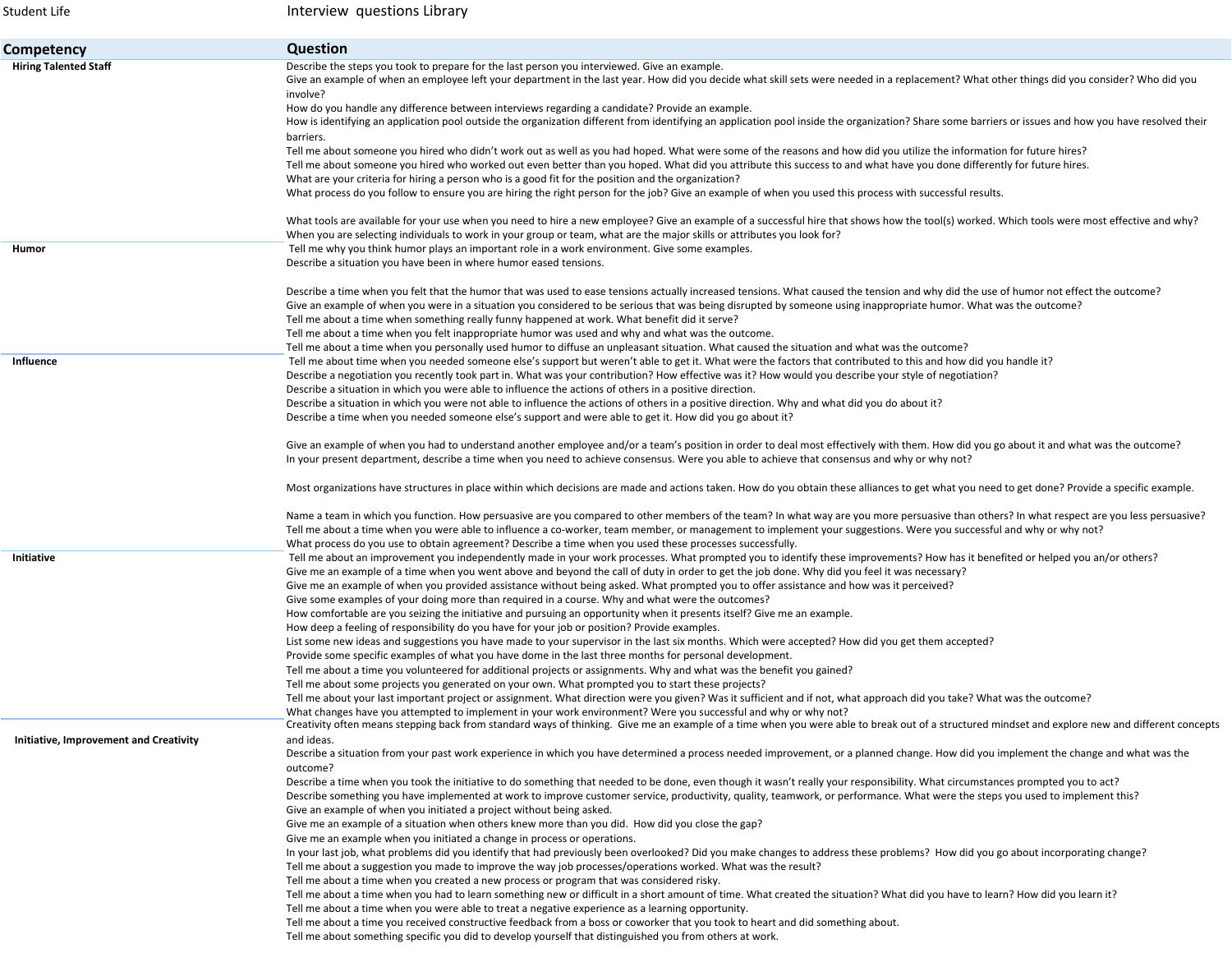Student Life

Interview questions Library

| Competency | Question |
|---|---|
| Hiring Talented Staff | Describe the steps you took to prepare for the last person you interviewed. Give an example. |
| | Give an example of when an employee left your department in the last year. How did you decide what skill sets were needed in a replacement? What other things did you consider? Who did you involve? |
| | How do you handle any difference between interviews regarding a candidate? Provide an example. |
| | How is identifying an application pool outside the organization different from identifying an application pool inside the organization? Share some barriers or issues and how you have resolved their barriers. |
| | Tell me about someone you hired who didn't work out as well as you had hoped. What were some of the reasons and how did you utilize the information for future hires? |
| | Tell me about someone you hired who worked out even better than you hoped. What did you attribute this success to and what have you done differently for future hires. |
| | What are your criteria for hiring a person who is a good fit for the position and the organization? |
| | What process do you follow to ensure you are hiring the right person for the job? Give an example of when you used this process with successful results. |
| | What tools are available for your use when you need to hire a new employee? Give an example of a successful hire that shows how the tool(s) worked. Which tools were most effective and why? |
| | When you are selecting individuals to work in your group or team, what are the major skills or attributes you look for? |
| Humor | Tell me why you think humor plays an important role in a work environment. Give some examples. |
| | Describe a situation you have been in where humor eased tensions. |
| | Describe a time when you felt that the humor that was used to ease tensions actually increased tensions. What caused the tension and why did the use of humor not effect the outcome? |
| | Give an example of when you were in a situation you considered to be serious that was being disrupted by someone using inappropriate humor. What was the outcome? |
| | Tell me about a time when something really funny happened at work. What benefit did it serve? |
| | Tell me about a time when you felt inappropriate humor was used and why and what was the outcome. |
| | Tell me about a time when you personally used humor to diffuse an unpleasant situation. What caused the situation and what was the outcome? |
| Influence | Tell me about time when you needed someone else's support but weren't able to get it. What were the factors that contributed to this and how did you handle it? |
| | Describe a negotiation you recently took part in. What was your contribution? How effective was it? How would you describe your style of negotiation? |
| | Describe a situation in which you were able to influence the actions of others in a positive direction. |
| | Describe a situation in which you were not able to influence the actions of others in a positive direction. Why and what did you do about it? |
| | Describe a time when you needed someone else's support and were able to get it. How did you go about it? |
| | Give an example of when you had to understand another employee and/or a team's position in order to deal most effectively with them. How did you go about it and what was the outcome? |
| | In your present department, describe a time when you need to achieve consensus. Were you able to achieve that consensus and why or why not? |
| | Most organizations have structures in place within which decisions are made and actions taken. How do you obtain these alliances to get what you need to get done? Provide a specific example. |
| | Name a team in which you function. How persuasive are you compared to other members of the team? In what way are you more persuasive than others? In what respect are you less persuasive? |
| | Tell me about a time when you were able to influence a co-worker, team member, or management to implement your suggestions. Were you successful and why or why not? |
| | What process do you use to obtain agreement? Describe a time when you used these processes successfully. |
| Initiative | Tell me about an improvement you independently made in your work processes. What prompted you to identify these improvements? How has it benefited or helped you an/or others? |
| | Give me an example of a time when you went above and beyond the call of duty in order to get the job done. Why did you feel it was necessary? |
| | Give me an example of when you provided assistance without being asked. What prompted you to offer assistance and how was it perceived? |
| | Give some examples of your doing more than required in a course. Why and what were the outcomes? |
| | How comfortable are you seizing the initiative and pursuing an opportunity when it presents itself? Give me an example. |
| | How deep a feeling of responsibility do you have for your job or position? Provide examples. |
| | List some new ideas and suggestions you have made to your supervisor in the last six months. Which were accepted? How did you get them accepted? |
| | Provide some specific examples of what you have dome in the last three months for personal development. |
| | Tell me about a time you volunteered for additional projects or assignments. Why and what was the benefit you gained? |
| | Tell me about some projects you generated on your own. What prompted you to start these projects? |
| | Tell me about your last important project or assignment. What direction were you given? Was it sufficient and if not, what approach did you take? What was the outcome? |
| | What changes have you attempted to implement in your work environment? Were you successful and why or why not? |
| Initiative, Improvement and Creativity | Creativity often means stepping back from standard ways of thinking. Give me an example of a time when you were able to break out of a structured mindset and explore new and different concepts and ideas. |
| | Describe a situation from your past work experience in which you have determined a process needed improvement, or a planned change. How did you implement the change and what was the outcome? |
| | Describe a time when you took the initiative to do something that needed to be done, even though it wasn't really your responsibility. What circumstances prompted you to act? |
| | Describe something you have implemented at work to improve customer service, productivity, quality, teamwork, or performance. What were the steps you used to implement this? |
| | Give an example of when you initiated a project without being asked. |
| | Give me an example of a situation when others knew more than you did. How did you close the gap? |
| | Give me an example when you initiated a change in process or operations. |
| | In your last job, what problems did you identify that had previously been overlooked? Did you make changes to address these problems? How did you go about incorporating change? |
| | Tell me about a suggestion you made to improve the way job processes/operations worked. What was the result? |
| | Tell me about a time when you created a new process or program that was considered risky. |
| | Tell me about a time when you had to learn something new or difficult in a short amount of time. What created the situation? What did you have to learn? How did you learn it? |
| | Tell me about a time when you were able to treat a negative experience as a learning opportunity. |
| | Tell me about a time you received constructive feedback from a boss or coworker that you took to heart and did something about. |
| | Tell me about something specific you did to develop yourself that distinguished you from others at work. |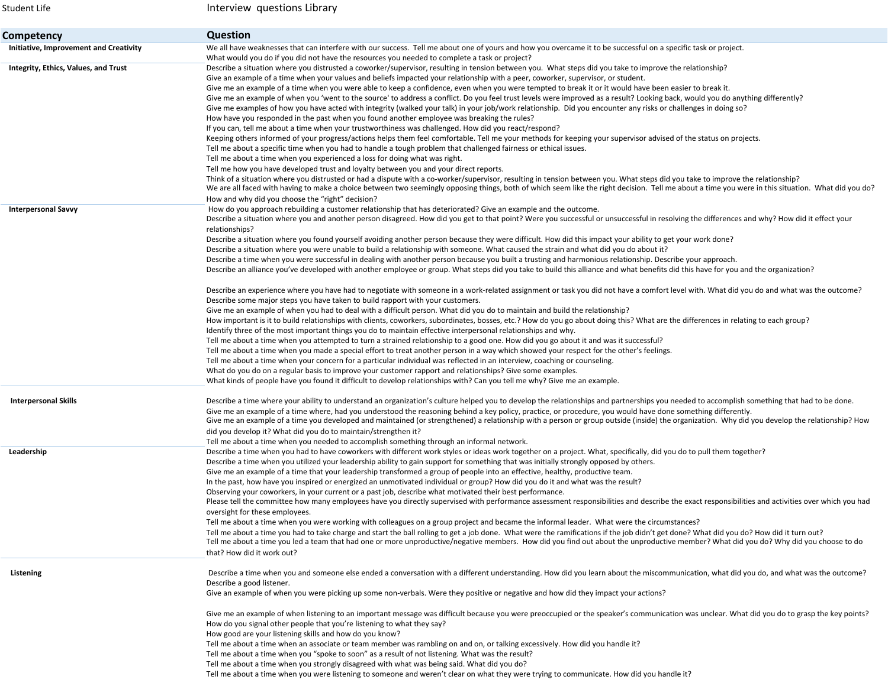Student Life

Interview questions Library

| Competency | Question |
|---|---|
| Initiative, Improvement and Creativity | We all have weaknesses that can interfere with our success. Tell me about one of yours and how you overcame it to be successful on a specific task or project. |
| | What would you do if you did not have the resources you needed to complete a task or project? |
| Integrity, Ethics, Values, and Trust | Describe a situation where you distrusted a coworker/supervisor, resulting in tension between you. What steps did you take to improve the relationship? |
| | Give an example of a time when your values and beliefs impacted your relationship with a peer, coworker, supervisor, or student. |
| | Give me an example of a time when you were able to keep a confidence, even when you were tempted to break it or it would have been easier to break it. |
| | Give me an example of when you 'went to the source' to address a conflict. Do you feel trust levels were improved as a result? Looking back, would you do anything differently? |
| | Give me examples of how you have acted with integrity (walked your talk) in your job/work relationship. Did you encounter any risks or challenges in doing so? |
| | How have you responded in the past when you found another employee was breaking the rules? |
| | If you can, tell me about a time when your trustworthiness was challenged. How did you react/respond? |
| | Keeping others informed of your progress/actions helps them feel comfortable. Tell me your methods for keeping your supervisor advised of the status on projects. |
| | Tell me about a specific time when you had to handle a tough problem that challenged fairness or ethical issues. |
| | Tell me about a time when you experienced a loss for doing what was right. |
| | Tell me how you have developed trust and loyalty between you and your direct reports. |
| | Think of a situation where you distrusted or had a dispute with a co-worker/supervisor, resulting in tension between you. What steps did you take to improve the relationship? |
| | We are all faced with having to make a choice between two seemingly opposing things, both of which seem like the right decision. Tell me about a time you were in this situation. What did you do? How and why did you choose the "right" decision? |
| Interpersonal Savvy | How do you approach rebuilding a customer relationship that has deteriorated? Give an example and the outcome. |
| | Describe a situation where you and another person disagreed. How did you get to that point? Were you successful or unsuccessful in resolving the differences and why? How did it effect your relationships? |
| | Describe a situation where you found yourself avoiding another person because they were difficult. How did this impact your ability to get your work done? |
| | Describe a situation where you were unable to build a relationship with someone. What caused the strain and what did you do about it? |
| | Describe a time when you were successful in dealing with another person because you built a trusting and harmonious relationship. Describe your approach. |
| | Describe an alliance you've developed with another employee or group. What steps did you take to build this alliance and what benefits did this have for you and the organization? |
| | Describe an experience where you have had to negotiate with someone in a work-related assignment or task you did not have a comfort level with. What did you do and what was the outcome? |
| | Describe some major steps you have taken to build rapport with your customers. |
| | Give me an example of when you had to deal with a difficult person. What did you do to maintain and build the relationship? |
| | How important is it to build relationships with clients, coworkers, subordinates, bosses, etc.? How do you go about doing this? What are the differences in relating to each group? |
| | Identify three of the most important things you do to maintain effective interpersonal relationships and why. |
| | Tell me about a time when you attempted to turn a strained relationship to a good one. How did you go about it and was it successful? |
| | Tell me about a time when you made a special effort to treat another person in a way which showed your respect for the other's feelings. |
| | Tell me about a time when your concern for a particular individual was reflected in an interview, coaching or counseling. |
| | What do you do on a regular basis to improve your customer rapport and relationships? Give some examples. |
| | What kinds of people have you found it difficult to develop relationships with? Can you tell me why? Give me an example. |
| Interpersonal Skills | Describe a time where your ability to understand an organization's culture helped you to develop the relationships and partnerships you needed to accomplish something that had to be done. |
| | Give me an example of a time where, had you understood the reasoning behind a key policy, practice, or procedure, you would have done something differently. |
| | Give me an example of a time you developed and maintained (or strengthened) a relationship with a person or group outside (inside) the organization. Why did you develop the relationship? How did you develop it? What did you do to maintain/strengthen it? |
| | Tell me about a time when you needed to accomplish something through an informal network. |
| Leadership | Describe a time when you had to have coworkers with different work styles or ideas work together on a project. What, specifically, did you do to pull them together? |
| | Describe a time when you utilized your leadership ability to gain support for something that was initially strongly opposed by others. |
| | Give me an example of a time that your leadership transformed a group of people into an effective, healthy, productive team. |
| | In the past, how have you inspired or energized an unmotivated individual or group? How did you do it and what was the result? |
| | Observing your coworkers, in your current or a past job, describe what motivated their best performance. |
| | Please tell the committee how many employees have you directly supervised with performance assessment responsibilities and describe the exact responsibilities and activities over which you had oversight for these employees. |
| | Tell me about a time when you were working with colleagues on a group project and became the informal leader. What were the circumstances? |
| | Tell me about a time you had to take charge and start the ball rolling to get a job done. What were the ramifications if the job didn't get done? What did you do? How did it turn out? |
| | Tell me about a time you led a team that had one or more unproductive/negative members. How did you find out about the unproductive member? What did you do? Why did you choose to do that? How did it work out? |
| Listening | Describe a time when you and someone else ended a conversation with a different understanding. How did you learn about the miscommunication, what did you do, and what was the outcome? |
| | Describe a good listener. |
| | Give an example of when you were picking up some non-verbals. Were they positive or negative and how did they impact your actions? |
| | Give me an example of when listening to an important message was difficult because you were preoccupied or the speaker's communication was unclear. What did you do to grasp the key points? |
| | How do you signal other people that you're listening to what they say? |
| | How good are your listening skills and how do you know? |
| | Tell me about a time when an associate or team member was rambling on and on, or talking excessively. How did you handle it? |
| | Tell me about a time when you "spoke to soon" as a result of not listening. What was the result? |
| | Tell me about a time when you strongly disagreed with what was being said. What did you do? |
| | Tell me about a time when you were listening to someone and weren't clear on what they were trying to communicate. How did you handle it? |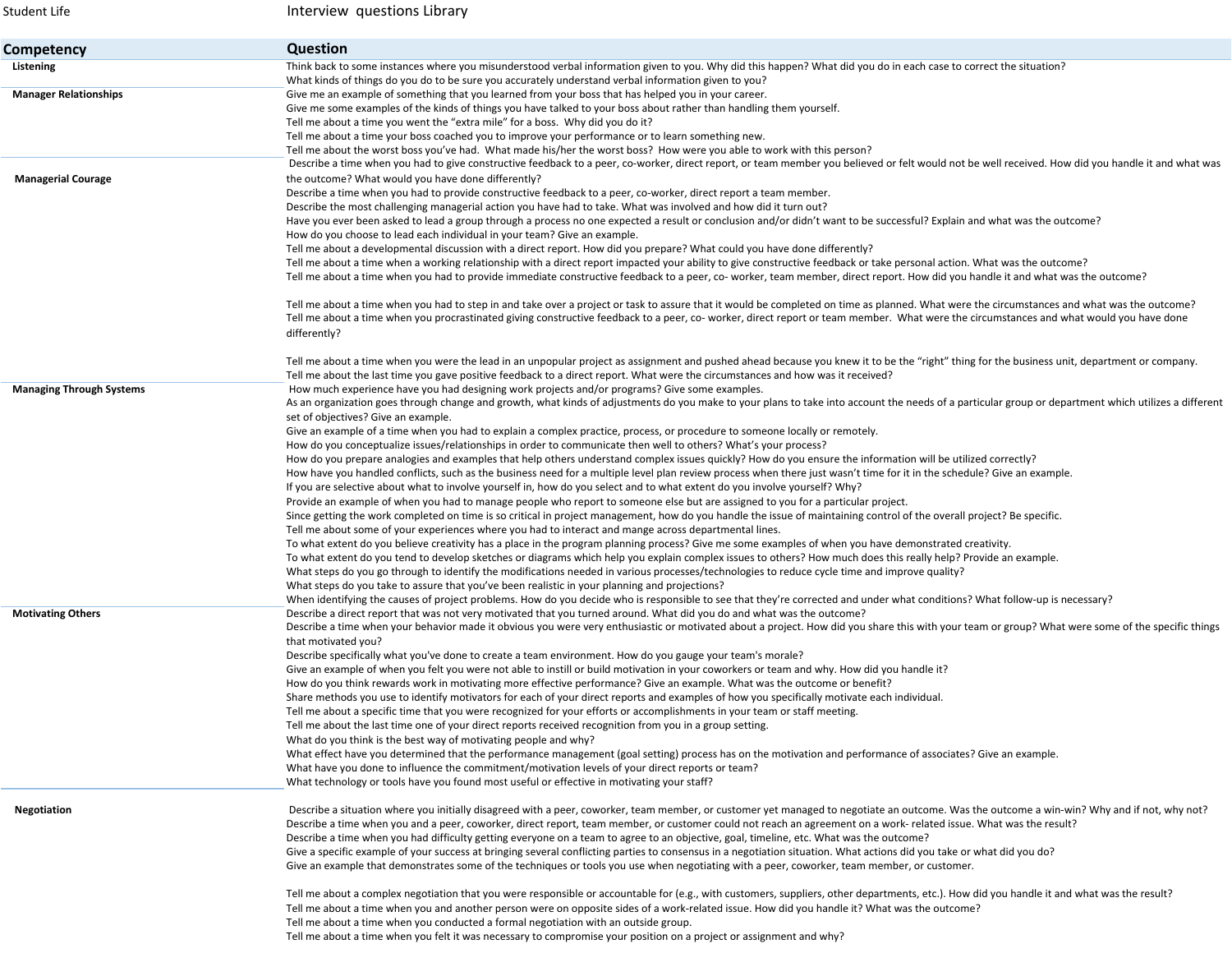| Competency | Question |
|---|---|
| Listening | Think back to some instances where you misunderstood verbal information given to you. Why did this happen? What did you do in each case to correct the situation? |
| | What kinds of things do you do to be sure you accurately understand verbal information given to you? |
| Manager Relationships | Give me an example of something that you learned from your boss that has helped you in your career. |
| | Give me some examples of the kinds of things you have talked to your boss about rather than handling them yourself. |
| | Tell me about a time you went the "extra mile" for a boss. Why did you do it? |
| | Tell me about a time your boss coached you to improve your performance or to learn something new. |
| | Tell me about the worst boss you've had. What made his/her the worst boss? How were you able to work with this person? |
| Managerial Courage | Describe a time when you had to give constructive feedback to a peer, co-worker, direct report, or team member you believed or felt would not be well received. How did you handle it and what was the outcome? What would you have done differently? |
| | Describe a time when you had to provide constructive feedback to a peer, co-worker, direct report a team member. |
| | Describe the most challenging managerial action you have had to take. What was involved and how did it turn out? |
| | Have you ever been asked to lead a group through a process no one expected a result or conclusion and/or didn't want to be successful? Explain and what was the outcome? |
| | How do you choose to lead each individual in your team? Give an example. |
| | Tell me about a developmental discussion with a direct report. How did you prepare? What could you have done differently? |
| | Tell me about a time when a working relationship with a direct report impacted your ability to give constructive feedback or take personal action. What was the outcome? |
| | Tell me about a time when you had to provide immediate constructive feedback to a peer, co- worker, team member, direct report. How did you handle it and what was the outcome? |
| | Tell me about a time when you had to step in and take over a project or task to assure that it would be completed on time as planned. What were the circumstances and what was the outcome? |
| | Tell me about a time when you procrastinated giving constructive feedback to a peer, co- worker, direct report or team member. What were the circumstances and what would you have done differently? |
| | Tell me about a time when you were the lead in an unpopular project as assignment and pushed ahead because you knew it to be the "right" thing for the business unit, department or company. |
| | Tell me about the last time you gave positive feedback to a direct report. What were the circumstances and how was it received? |
| Managing Through Systems | How much experience have you had designing work projects and/or programs? Give some examples. |
| | As an organization goes through change and growth, what kinds of adjustments do you make to your plans to take into account the needs of a particular group or department which utilizes a different set of objectives? Give an example. |
| | Give an example of a time when you had to explain a complex practice, process, or procedure to someone locally or remotely. |
| | How do you conceptualize issues/relationships in order to communicate then well to others? What's your process? |
| | How do you prepare analogies and examples that help others understand complex issues quickly? How do you ensure the information will be utilized correctly? |
| | How have you handled conflicts, such as the business need for a multiple level plan review process when there just wasn't time for it in the schedule? Give an example. |
| | If you are selective about what to involve yourself in, how do you select and to what extent do you involve yourself? Why? |
| | Provide an example of when you had to manage people who report to someone else but are assigned to you for a particular project. |
| | Since getting the work completed on time is so critical in project management, how do you handle the issue of maintaining control of the overall project? Be specific. |
| | Tell me about some of your experiences where you had to interact and mange across departmental lines. |
| | To what extent do you believe creativity has a place in the program planning process? Give me some examples of when you have demonstrated creativity. |
| | To what extent do you tend to develop sketches or diagrams which help you explain complex issues to others? How much does this really help? Provide an example. |
| | What steps do you go through to identify the modifications needed in various processes/technologies to reduce cycle time and improve quality? |
| | What steps do you take to assure that you've been realistic in your planning and projections? |
| | When identifying the causes of project problems. How do you decide who is responsible to see that they're corrected and under what conditions? What follow-up is necessary? |
| Motivating Others | Describe a direct report that was not very motivated that you turned around. What did you do and what was the outcome? |
| | Describe a time when your behavior made it obvious you were very enthusiastic or motivated about a project. How did you share this with your team or group? What were some of the specific things that motivated you? |
| | Describe specifically what you've done to create a team environment. How do you gauge your team's morale? |
| | Give an example of when you felt you were not able to instill or build motivation in your coworkers or team and why. How did you handle it? |
| | How do you think rewards work in motivating more effective performance? Give an example. What was the outcome or benefit? |
| | Share methods you use to identify motivators for each of your direct reports and examples of how you specifically motivate each individual. |
| | Tell me about a specific time that you were recognized for your efforts or accomplishments in your team or staff meeting. |
| | Tell me about the last time one of your direct reports received recognition from you in a group setting. |
| | What do you think is the best way of motivating people and why? |
| | What effect have you determined that the performance management (goal setting) process has on the motivation and performance of associates? Give an example. |
| | What have you done to influence the commitment/motivation levels of your direct reports or team? |
| | What technology or tools have you found most useful or effective in motivating your staff? |
| Negotiation | Describe a situation where you initially disagreed with a peer, coworker, team member, or customer yet managed to negotiate an outcome. Was the outcome a win-win? Why and if not, why not? |
| | Describe a time when you and a peer, coworker, direct report, team member, or customer could not reach an agreement on a work- related issue. What was the result? |
| | Describe a time when you had difficulty getting everyone on a team to agree to an objective, goal, timeline, etc. What was the outcome? |
| | Give a specific example of your success at bringing several conflicting parties to consensus in a negotiation situation. What actions did you take or what did you do? |
| | Give an example that demonstrates some of the techniques or tools you use when negotiating with a peer, coworker, team member, or customer. |
| | Tell me about a complex negotiation that you were responsible or accountable for (e.g., with customers, suppliers, other departments, etc.). How did you handle it and what was the result? |
| | Tell me about a time when you and another person were on opposite sides of a work-related issue. How did you handle it? What was the outcome? |
| | Tell me about a time when you conducted a formal negotiation with an outside group. |
| | Tell me about a time when you felt it was necessary to compromise your position on a project or assignment and why? |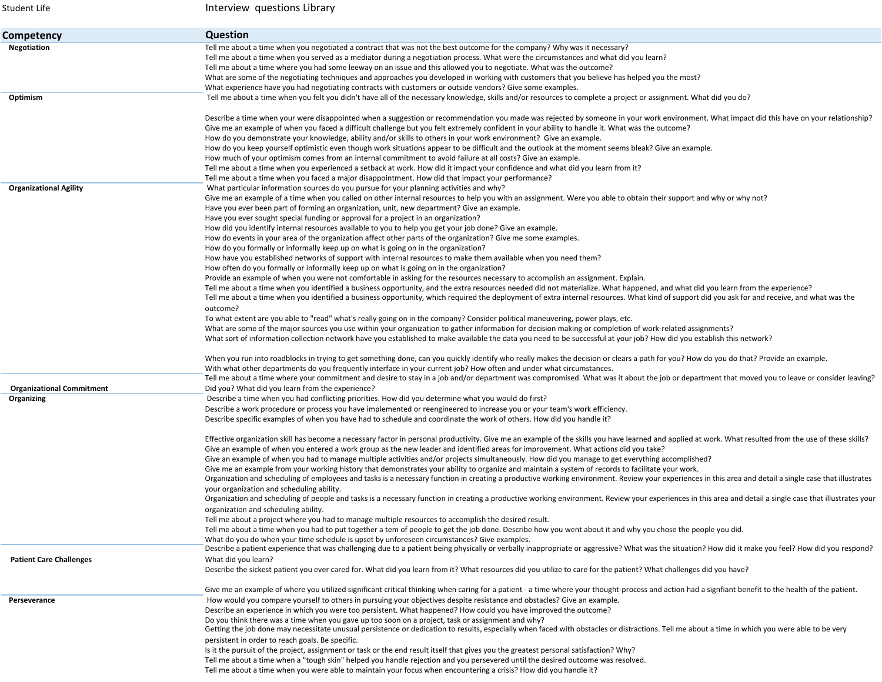| Competency | Question |
| --- | --- |
| **Negotiation** | Tell me about a time when you negotiated a contract that was not the best outcome for the company? Why was it necessary? |
| | Tell me about a time when you served as a mediator during a negotiation process. What were the circumstances and what did you learn? |
| | Tell me about a time where you had some leeway on an issue and this allowed you to negotiate. What was the outcome? |
| | What are some of the negotiating techniques and approaches you developed in working with customers that you believe has helped you the most? |
| | What experience have you had negotiating contracts with customers or outside vendors? Give some examples. |
| **Optimism** | Tell me about a time when you felt you didn't have all of the necessary knowledge, skills and/or resources to complete a project or assignment. What did you do? |
| | Describe a time when your were disappointed when a suggestion or recommendation you made was rejected by someone in your work environment. What impact did this have on your relationship? |
| | Give me an example of when you faced a difficult challenge but you felt extremely confident in your ability to handle it. What was the outcome? |
| | How do you demonstrate your knowledge, ability and/or skills to others in your work environment? Give an example. |
| | How do you keep yourself optimistic even though work situations appear to be difficult and the outlook at the moment seems bleak? Give an example. |
| | How much of your optimism comes from an internal commitment to avoid failure at all costs? Give an example. |
| | Tell me about a time when you experienced a setback at work. How did it impact your confidence and what did you learn from it? |
| | Tell me about a time when you faced a major disappointment. How did that impact your performance? |
| **Organizational Agility** | What particular information sources do you pursue for your planning activities and why? |
| | Give me an example of a time when you called on other internal resources to help you with an assignment. Were you able to obtain their support and why or why not? |
| | Have you ever been part of forming an organization, unit, new department? Give an example. |
| | Have you ever sought special funding or approval for a project in an organization? |
| | How did you identify internal resources available to you to help you get your job done? Give an example. |
| | How do events in your area of the organization affect other parts of the organization? Give me some examples. |
| | How do you formally or informally keep up on what is going on in the organization? |
| | How have you established networks of support with internal resources to make them available when you need them? |
| | How often do you formally or informally keep up on what is going on in the organization? |
| | Provide an example of when you were not comfortable in asking for the resources necessary to accomplish an assignment. Explain. |
| | Tell me about a time when you identified a business opportunity, and the extra resources needed did not materialize. What happened, and what did you learn from the experience? |
| | Tell me about a time when you identified a business opportunity, which required the deployment of extra internal resources. What kind of support did you ask for and receive, and what was the outcome? |
| | To what extent are you able to "read" what's really going on in the company? Consider political maneuvering, power plays, etc. |
| | What are some of the major sources you use within your organization to gather information for decision making or completion of work-related assignments? |
| | What sort of information collection network have you established to make available the data you need to be successful at your job? How did you establish this network? |
| | When you run into roadblocks in trying to get something done, can you quickly identify who really makes the decision or clears a path for you? How do you do that? Provide an example. |
| | With what other departments do you frequently interface in your current job? How often and under what circumstances. |
| **Organizational Commitment** | Tell me about a time where your commitment and desire to stay in a job and/or department was compromised. What was it about the job or department that moved you to leave or consider leaving? Did you? What did you learn from the experience? |
| **Organizing** | Describe a time when you had conflicting priorities. How did you determine what you would do first? |
| | Describe a work procedure or process you have implemented or reengineered to increase you or your team's work efficiency. |
| | Describe specific examples of when you have had to schedule and coordinate the work of others. How did you handle it? |
| | Effective organization skill has become a necessary factor in personal productivity. Give me an example of the skills you have learned and applied at work. What resulted from the use of these skills? |
| | Give an example of when you entered a work group as the new leader and identified areas for improvement. What actions did you take? |
| | Give an example of when you had to manage multiple activities and/or projects simultaneously. How did you manage to get everything accomplished? |
| | Give me an example from your working history that demonstrates your ability to organize and maintain a system of records to facilitate your work. |
| | Organization and scheduling of employees and tasks is a necessary function in creating a productive working environment. Review your experiences in this area and detail a single case that illustrates your organization and scheduling ability. |
| | Organization and scheduling of people and tasks is a necessary function in creating a productive working environment. Review your experiences in this area and detail a single case that illustrates your organization and scheduling ability. |
| | Tell me about a project where you had to manage multiple resources to accomplish the desired result. |
| | Tell me about a time when you had to put together a tem of people to get the job done. Describe how you went about it and why you chose the people you did. |
| | What do you do when your time schedule is upset by unforeseen circumstances? Give examples. |
| **Patient Care Challenges** | Describe a patient experience that was challenging due to a patient being physically or verbally inappropriate or aggressive? What was the situation? How did it make you feel? How did you respond? What did you learn? |
| | Describe the sickest patient you ever cared for. What did you learn from it? What resources did you utilize to care for the patient? What challenges did you have? |
| | Give me an example of where you utilized significant critical thinking when caring for a patient - a time where your thought-process and action had a signfiant benefit to the health of the patient. |
| **Perseverance** | How would you compare yourself to others in pursuing your objectives despite resistance and obstacles? Give an example. |
| | Describe an experience in which you were too persistent. What happened? How could you have improved the outcome? |
| | Do you think there was a time when you gave up too soon on a project, task or assignment and why? |
| | Getting the job done may necessitate unusual persistence or dedication to results, especially when faced with obstacles or distractions. Tell me about a time in which you were able to be very persistent in order to reach goals. Be specific. |
| | Is it the pursuit of the project, assignment or task or the end result itself that gives you the greatest personal satisfaction? Why? |
| | Tell me about a time when a "tough skin" helped you handle rejection and you persevered until the desired outcome was resolved. |
| | Tell me about a time when you were able to maintain your focus when encountering a crisis? How did you handle it? |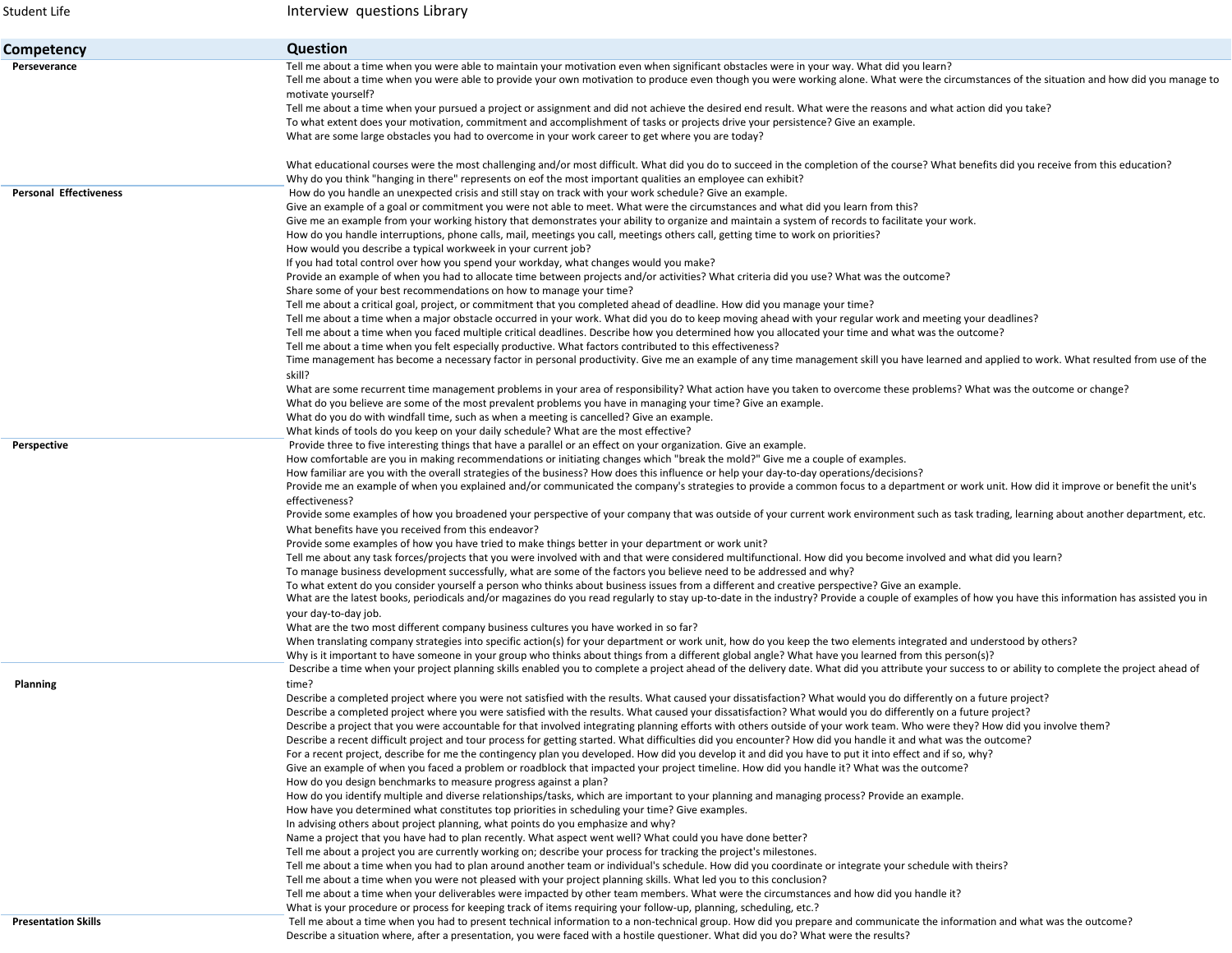Student Life

Interview questions Library

| Competency | Question |
| --- | --- |
| Perseverance | Tell me about a time when you were able to maintain your motivation even when significant obstacles were in your way. What did you learn? |
| | Tell me about a time when you were able to provide your own motivation to produce even though you were working alone. What were the circumstances of the situation and how did you manage to motivate yourself? |
| | Tell me about a time when your pursued a project or assignment and did not achieve the desired end result. What were the reasons and what action did you take? |
| | To what extent does your motivation, commitment and accomplishment of tasks or projects drive your persistence? Give an example. |
| | What are some large obstacles you had to overcome in your work career to get where you are today? |
| | What educational courses were the most challenging and/or most difficult. What did you do to succeed in the completion of the course? What benefits did you receive from this education? |
| | Why do you think "hanging in there" represents on eof the most important qualities an employee can exhibit? |
| Personal Effectiveness | How do you handle an unexpected crisis and still stay on track with your work schedule? Give an example. |
| | Give an example of a goal or commitment you were not able to meet. What were the circumstances and what did you learn from this? |
| | Give me an example from your working history that demonstrates your ability to organize and maintain a system of records to facilitate your work. |
| | How do you handle interruptions, phone calls, mail, meetings you call, meetings others call, getting time to work on priorities? |
| | How would you describe a typical workweek in your current job? |
| | If you had total control over how you spend your workday, what changes would you make? |
| | Provide an example of when you had to allocate time between projects and/or activities? What criteria did you use? What was the outcome? |
| | Share some of your best recommendations on how to manage your time? |
| | Tell me about a critical goal, project, or commitment that you completed ahead of deadline. How did you manage your time? |
| | Tell me about a time when a major obstacle occurred in your work. What did you do to keep moving ahead with your regular work and meeting your deadlines? |
| | Tell me about a time when you faced multiple critical deadlines. Describe how you determined how you allocated your time and what was the outcome? |
| | Tell me about a time when you felt especially productive. What factors contributed to this effectiveness? |
| | Time management has become a necessary factor in personal productivity. Give me an example of any time management skill you have learned and applied to work. What resulted from use of the skill? |
| | What are some recurrent time management problems in your area of responsibility? What action have you taken to overcome these problems? What was the outcome or change? |
| | What do you believe are some of the most prevalent problems you have in managing your time? Give an example. |
| | What do you do with windfall time, such as when a meeting is cancelled? Give an example. |
| | What kinds of tools do you keep on your daily schedule? What are the most effective? |
| Perspective | Provide three to five interesting things that have a parallel or an effect on your organization. Give an example. |
| | How comfortable are you in making recommendations or initiating changes which "break the mold?" Give me a couple of examples. |
| | How familiar are you with the overall strategies of the business? How does this influence or help your day-to-day operations/decisions? |
| | Provide me an example of when you explained and/or communicated the company's strategies to provide a common focus to a department or work unit. How did it improve or benefit the unit's effectiveness? |
| | Provide some examples of how you broadened your perspective of your company that was outside of your current work environment such as task trading, learning about another department, etc. What benefits have you received from this endeavor? |
| | Provide some examples of how you have tried to make things better in your department or work unit? |
| | Tell me about any task forces/projects that you were involved with and that were considered multifunctional. How did you become involved and what did you learn? |
| | To manage business development successfully, what are some of the factors you believe need to be addressed and why? |
| | To what extent do you consider yourself a person who thinks about business issues from a different and creative perspective? Give an example. |
| | What are the latest books, periodicals and/or magazines do you read regularly to stay up-to-date in the industry? Provide a couple of examples of how you have this information has assisted you in your day-to-day job. |
| | What are the two most different company business cultures you have worked in so far? |
| | When translating company strategies into specific action(s) for your department or work unit, how do you keep the two elements integrated and understood by others? |
| | Why is it important to have someone in your group who thinks about things from a different global angle? What have you learned from this person(s)? |
| Planning | Describe a time when your project planning skills enabled you to complete a project ahead of the delivery date. What did you attribute your success to or ability to complete the project ahead of time? |
| | Describe a completed project where you were not satisfied with the results. What caused your dissatisfaction? What would you do differently on a future project? |
| | Describe a completed project where you were satisfied with the results. What caused your dissatisfaction? What would you do differently on a future project? |
| | Describe a project that you were accountable for that involved integrating planning efforts with others outside of your work team. Who were they? How did you involve them? |
| | Describe a recent difficult project and tour process for getting started. What difficulties did you encounter? How did you handle it and what was the outcome? |
| | For a recent project, describe for me the contingency plan you developed. How did you develop it and did you have to put it into effect and if so, why? |
| | Give an example of when you faced a problem or roadblock that impacted your project timeline. How did you handle it? What was the outcome? |
| | How do you design benchmarks to measure progress against a plan? |
| | How do you identify multiple and diverse relationships/tasks, which are important to your planning and managing process? Provide an example. |
| | How have you determined what constitutes top priorities in scheduling your time? Give examples. |
| | In advising others about project planning, what points do you emphasize and why? |
| | Name a project that you have had to plan recently. What aspect went well? What could you have done better? |
| | Tell me about a project you are currently working on; describe your process for tracking the project's milestones. |
| | Tell me about a time when you had to plan around another team or individual's schedule. How did you coordinate or integrate your schedule with theirs? |
| | Tell me about a time when you were not pleased with your project planning skills. What led you to this conclusion? |
| | Tell me about a time when your deliverables were impacted by other team members. What were the circumstances and how did you handle it? |
| | What is your procedure or process for keeping track of items requiring your follow-up, planning, scheduling, etc.? |
| Presentation Skills | Tell me about a time when you had to present technical information to a non-technical group. How did you prepare and communicate the information and what was the outcome? |
| | Describe a situation where, after a presentation, you were faced with a hostile questioner. What did you do? What were the results? |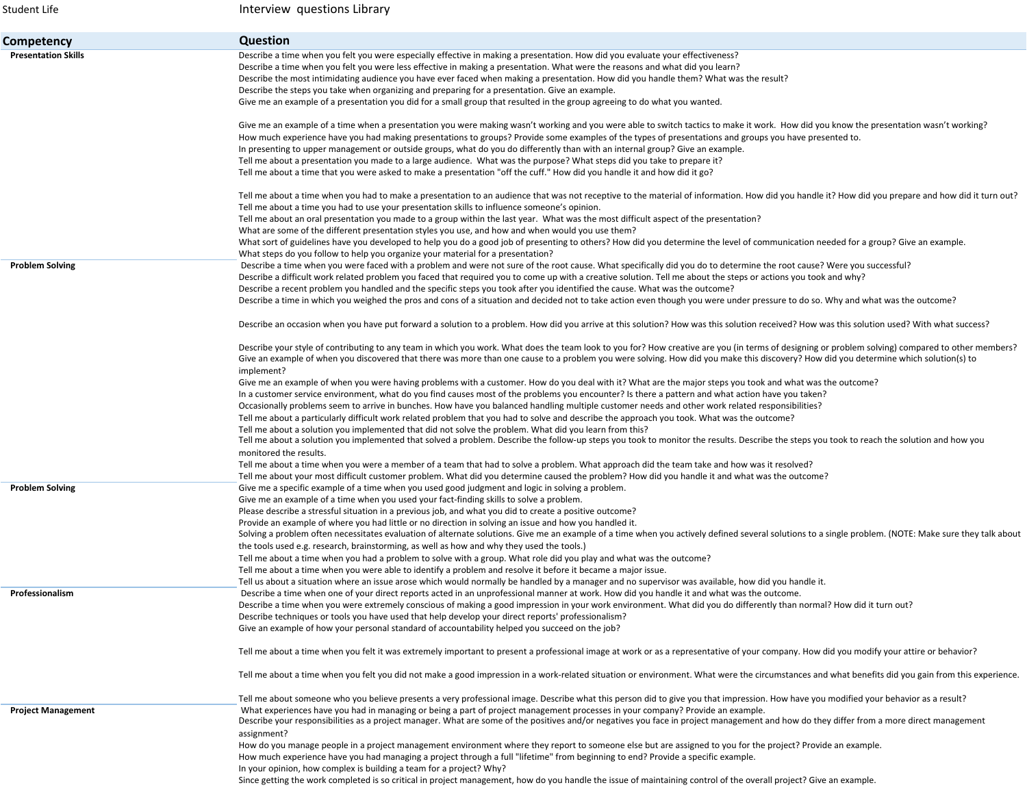| Competency | Question |
|---|---|
| **Presentation Skills** | Describe a time when you felt you were especially effective in making a presentation. How did you evaluate your effectiveness? |
| | Describe a time when you felt you were less effective in making a presentation. What were the reasons and what did you learn? |
| | Describe the most intimidating audience you have ever faced when making a presentation. How did you handle them? What was the result? |
| | Describe the steps you take when organizing and preparing for a presentation. Give an example. |
| | Give me an example of a presentation you did for a small group that resulted in the group agreeing to do what you wanted. |
| | Give me an example of a time when a presentation you were making wasn't working and you were able to switch tactics to make it work. How did you know the presentation wasn't working? |
| | How much experience have you had making presentations to groups? Provide some examples of the types of presentations and groups you have presented to. |
| | In presenting to upper management or outside groups, what do you do differently than with an internal group? Give an example. |
| | Tell me about a presentation you made to a large audience. What was the purpose? What steps did you take to prepare it? |
| | Tell me about a time that you were asked to make a presentation "off the cuff." How did you handle it and how did it go? |
| | Tell me about a time when you had to make a presentation to an audience that was not receptive to the material of information. How did you handle it? How did you prepare and how did it turn out? |
| | Tell me about a time you had to use your presentation skills to influence someone's opinion. |
| | Tell me about an oral presentation you made to a group within the last year. What was the most difficult aspect of the presentation? |
| | What are some of the different presentation styles you use, and how and when would you use them? |
| | What sort of guidelines have you developed to help you do a good job of presenting to others? How did you determine the level of communication needed for a group? Give an example. |
| | What steps do you follow to help you organize your material for a presentation? |
| **Problem Solving** | Describe a time when you were faced with a problem and were not sure of the root cause. What specifically did you do to determine the root cause? Were you successful? |
| | Describe a difficult work related problem you faced that required you to come up with a creative solution. Tell me about the steps or actions you took and why? |
| | Describe a recent problem you handled and the specific steps you took after you identified the cause. What was the outcome? |
| | Describe a time in which you weighed the pros and cons of a situation and decided not to take action even though you were under pressure to do so. Why and what was the outcome? |
| | Describe an occasion when you have put forward a solution to a problem. How did you arrive at this solution? How was this solution received? How was this solution used? With what success? |
| | Describe your style of contributing to any team in which you work. What does the team look to you for? How creative are you (in terms of designing or problem solving) compared to other members? |
| | Give an example of when you discovered that there was more than one cause to a problem you were solving. How did you make this discovery? How did you determine which solution(s) to implement? |
| | Give me an example of when you were having problems with a customer. How do you deal with it? What are the major steps you took and what was the outcome? |
| | In a customer service environment, what do you find causes most of the problems you encounter? Is there a pattern and what action have you taken? |
| | Occasionally problems seem to arrive in bunches. How have you balanced handling multiple customer needs and other work related responsibilities? |
| | Tell me about a particularly difficult work related problem that you had to solve and describe the approach you took. What was the outcome? |
| | Tell me about a solution you implemented that did not solve the problem. What did you learn from this? |
| | Tell me about a solution you implemented that solved a problem. Describe the follow-up steps you took to monitor the results. Describe the steps you took to reach the solution and how you monitored the results. |
| | Tell me about a time when you were a member of a team that had to solve a problem. What approach did the team take and how was it resolved? |
| | Tell me about your most difficult customer problem. What did you determine caused the problem? How did you handle it and what was the outcome? |
| **Problem Solving** | Give me a specific example of a time when you used good judgment and logic in solving a problem. |
| | Give me an example of a time when you used your fact-finding skills to solve a problem. |
| | Please describe a stressful situation in a previous job, and what you did to create a positive outcome? |
| | Provide an example of where you had little or no direction in solving an issue and how you handled it. |
| | Solving a problem often necessitates evaluation of alternate solutions. Give me an example of a time when you actively defined several solutions to a single problem. (NOTE: Make sure they talk about the tools used e.g. research, brainstorming, as well as how and why they used the tools.) |
| | Tell me about a time when you had a problem to solve with a group. What role did you play and what was the outcome? |
| | Tell me about a time when you were able to identify a problem and resolve it before it became a major issue. |
| | Tell us about a situation where an issue arose which would normally be handled by a manager and no supervisor was available, how did you handle it. |
| **Professionalism** | Describe a time when one of your direct reports acted in an unprofessional manner at work. How did you handle it and what was the outcome. |
| | Describe a time when you were extremely conscious of making a good impression in your work environment. What did you do differently than normal? How did it turn out? |
| | Describe techniques or tools you have used that help develop your direct reports' professionalism? |
| | Give an example of how your personal standard of accountability helped you succeed on the job? |
| | Tell me about a time when you felt it was extremely important to present a professional image at work or as a representative of your company. How did you modify your attire or behavior? |
| | Tell me about a time when you felt you did not make a good impression in a work-related situation or environment. What were the circumstances and what benefits did you gain from this experience. |
| | Tell me about someone who you believe presents a very professional image. Describe what this person did to give you that impression. How have you modified your behavior as a result? |
| **Project Management** | What experiences have you had in managing or being a part of project management processes in your company? Provide an example. |
| | Describe your responsibilities as a project manager. What are some of the positives and/or negatives you face in project management and how do they differ from a more direct management assignment? |
| | How do you manage people in a project management environment where they report to someone else but are assigned to you for the project? Provide an example. |
| | How much experience have you had managing a project through a full "lifetime" from beginning to end? Provide a specific example. |
| | In your opinion, how complex is building a team for a project? Why? |
| | Since getting the work completed is so critical in project management, how do you handle the issue of maintaining control of the overall project? Give an example. |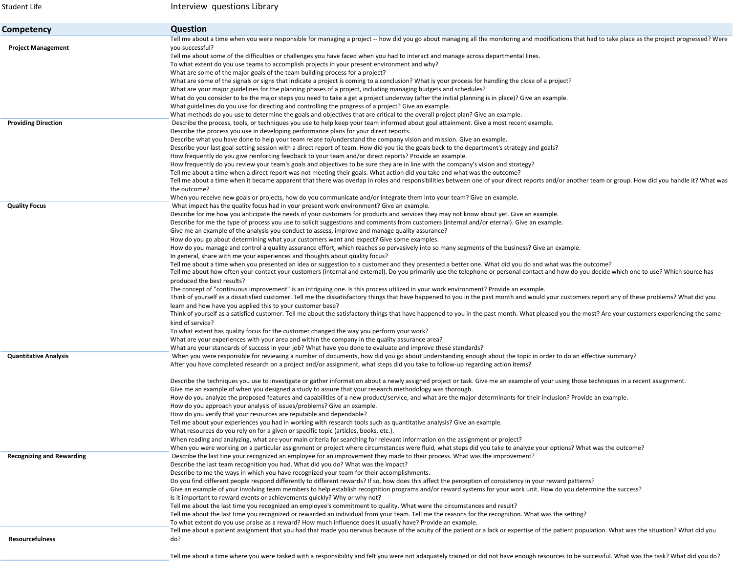Student Life

Interview questions Library

| Competency | Question |
|---|---|
| **Project Management** | Tell me about a time when you were responsible for managing a project -- how did you go about managing all the monitoring and modifications that had to take place as the project progressed? Were you successful? |
| | Tell me about some of the difficulties or challenges you have faced when you had to interact and manage across departmental lines. |
| | To what extent do you use teams to accomplish projects in your present environment and why? |
| | What are some of the major goals of the team building process for a project? |
| | What are some of the signals or signs that indicate a project is coming to a conclusion? What is your process for handling the close of a project? |
| | What are your major guidelines for the planning phases of a project, including managing budgets and schedules? |
| | What do you consider to be the major steps you need to take a get a project underway (after the initial planning is in place)? Give an example. |
| | What guidelines do you use for directing and controlling the progress of a project? Give an example. |
| | What methods do you use to determine the goals and objectives that are critical to the overall project plan? Give an example. |
| **Providing Direction** | Describe the process, tools, or techniques you use to help keep your team informed about goal attainment. Give a most recent example. |
| | Describe the process you use in developing performance plans for your direct reports. |
| | Describe what you have done to help your team relate to/understand the company vision and mission. Give an example. |
| | Describe your last goal-setting session with a direct report of team. How did you tie the goals back to the department's strategy and goals? |
| | How frequently do you give reinforcing feedback to your team and/or direct reports? Provide an example. |
| | How frequently do you review your team's goals and objectives to be sure they are in line with the company's vision and strategy? |
| | Tell me about a time when a direct report was not meeting their goals. What action did you take and what was the outcome? |
| | Tell me about a time when it became apparent that there was overlap in roles and responsibilities between one of your direct reports and/or another team or group. How did you handle it? What was the outcome? |
| | When you receive new goals or projects, how do you communicate and/or integrate them into your team? Give an example. |
| **Quality Focus** | What impact has the quality focus had in your present work environment? Give an example. |
| | Describe for me how you anticipate the needs of your customers for products and services they may not know about yet. Give an example. |
| | Describe for me the type of process you use to solicit suggestions and comments from customers (internal and/or eternal). Give an example. |
| | Give me an example of the analysis you conduct to assess, improve and manage quality assurance? |
| | How do you go about determining what your customers want and expect? Give some examples. |
| | How do you manage and control a quality assurance effort, which reaches so pervasively into so many segments of the business? Give an example. |
| | In general, share with me your experiences and thoughts about quality focus? |
| | Tell me about a time when you presented an idea or suggestion to a customer and they presented a better one. What did you do and what was the outcome? |
| | Tell me about how often your contact your customers (internal and external). Do you primarily use the telephone or personal contact and how do you decide which one to use? Which source has produced the best results? |
| | The concept of "continuous improvement" is an intriguing one. Is this process utilized in your work environment? Provide an example. |
| | Think of yourself as a dissatisfied customer. Tell me the dissatisfactory things that have happened to you in the past month and would your customers report any of these problems? What did you learn and how have you applied this to your customer base? |
| | Think of yourself as a satisfied customer. Tell me about the satisfactory things that have happened to you in the past month. What pleased you the most? Are your customers experiencing the same kind of service? |
| | To what extent has quality focus for the customer changed the way you perform your work? |
| | What are your experiences with your area and within the company in the quality assurance area? |
| | What are your standards of success in your job? What have you done to evaluate and improve these standards? |
| **Quantitative Analysis** | When you were responsible for reviewing a number of documents, how did you go about understanding enough about the topic in order to do an effective summary? |
| | After you have completed research on a project and/or assignment, what steps did you take to follow-up regarding action items? |
| | Describe the techniques you use to investigate or gather information about a newly assigned project or task. Give me an example of your using those techniques in a recent assignment. |
| | Give me an example of when you designed a study to assure that your research methodology was thorough. |
| | How do you analyze the proposed features and capabilities of a new product/service, and what are the major determinants for their inclusion? Provide an example. |
| | How do you approach your analysis of issues/problems? Give an example. |
| | How do you verify that your resources are reputable and dependable? |
| | Tell me about your experiences you had in working with research tools such as quantitative analysis? Give an example. |
| | What resources do you rely on for a given or specific topic (articles, books, etc.). |
| | When reading and analyzing, what are your main criteria for searching for relevant information on the assignment or project? |
| | When you were working on a particular assignment or project where circumstances were fluid, what steps did you take to analyze your options? What was the outcome? |
| **Recognizing and Rewarding** | Describe the last time you recognized an employee for an improvement they made to their process. What was the improvement? |
| | Describe the last team recognition you had. What did you do? What was the impact? |
| | Describe to me the ways in which you have recognized your team for their accomplishments. |
| | Do you find different people respond differently to different rewards? If so, how does this affect the perception of consistency in your reward patterns? |
| | Give an example of your involving team members to help establish recognition programs and/or reward systems for your work unit. How do you determine the success? |
| | Is it important to reward events or achievements quickly? Why or why not? |
| | Tell me about the last time you recognized an employee's commitment to quality. What were the circumstances and result? |
| | Tell me about the last time you recognized or rewarded an individual from your team. Tell me the reasons for the recognition. What was the setting? |
| | To what extent do you use praise as a reward? How much influence does it usually have? Provide an example. |
| **Resourcefulness** | Tell me about a patient assignment that you had that made you nervous because of the acuity of the patient or a lack or expertise of the patient population. What was the situation? What did you do? |
| | Tell me about a time where you were tasked with a responsibility and felt you were not adaquately trained or did not have enough resources to be successful. What was the task? What did you do? |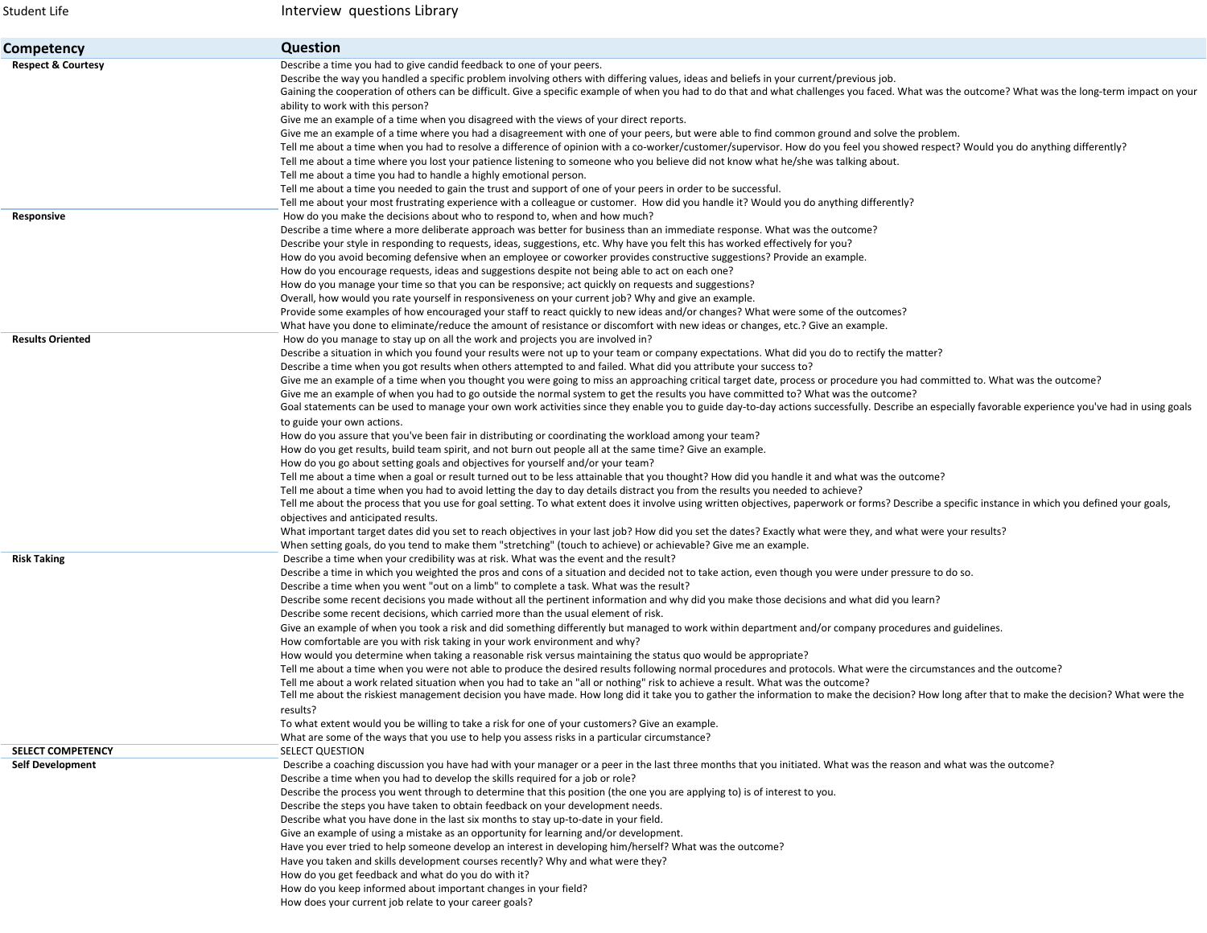Student Life Interview questions Library

| Competency | Question |
| --- | --- |
| **Respect & Courtesy** | Describe a time you had to give candid feedback to one of your peers. |
| | Describe the way you handled a specific problem involving others with differing values, ideas and beliefs in your current/previous job. |
| | Gaining the cooperation of others can be difficult. Give a specific example of when you had to do that and what challenges you faced. What was the outcome? What was the long-term impact on your ability to work with this person? |
| | Give me an example of a time when you disagreed with the views of your direct reports. |
| | Give me an example of a time where you had a disagreement with one of your peers, but were able to find common ground and solve the problem. |
| | Tell me about a time when you had to resolve a difference of opinion with a co-worker/customer/supervisor. How do you feel you showed respect? Would you do anything differently? |
| | Tell me about a time where you lost your patience listening to someone who you believe did not know what he/she was talking about. |
| | Tell me about a time you had to handle a highly emotional person. |
| | Tell me about a time you needed to gain the trust and support of one of your peers in order to be successful. |
| | Tell me about your most frustrating experience with a colleague or customer. How did you handle it? Would you do anything differently? |
| **Responsive** | How do you make the decisions about who to respond to, when and how much? |
| | Describe a time where a more deliberate approach was better for business than an immediate response. What was the outcome? |
| | Describe your style in responding to requests, ideas, suggestions, etc. Why have you felt this has worked effectively for you? |
| | How do you avoid becoming defensive when an employee or coworker provides constructive suggestions? Provide an example. |
| | How do you encourage requests, ideas and suggestions despite not being able to act on each one? |
| | How do you manage your time so that you can be responsive; act quickly on requests and suggestions? |
| | Overall, how would you rate yourself in responsiveness on your current job? Why and give an example. |
| | Provide some examples of how encouraged your staff to react quickly to new ideas and/or changes? What were some of the outcomes? |
| | What have you done to eliminate/reduce the amount of resistance or discomfort with new ideas or changes, etc.? Give an example. |
| **Results Oriented** | How do you manage to stay up on all the work and projects you are involved in? |
| | Describe a situation in which you found your results were not up to your team or company expectations. What did you do to rectify the matter? |
| | Describe a time when you got results when others attempted to and failed. What did you attribute your success to? |
| | Give me an example of a time when you thought you were going to miss an approaching critical target date, process or procedure you had committed to. What was the outcome? |
| | Give me an example of when you had to go outside the normal system to get the results you have committed to? What was the outcome? |
| | Goal statements can be used to manage your own work activities since they enable you to guide day-to-day actions successfully. Describe an especially favorable experience you've had in using goals to guide your own actions. |
| | How do you assure that you've been fair in distributing or coordinating the workload among your team? |
| | How do you get results, build team spirit, and not burn out people all at the same time? Give an example. |
| | How do you go about setting goals and objectives for yourself and/or your team? |
| | Tell me about a time when a goal or result turned out to be less attainable that you thought? How did you handle it and what was the outcome? |
| | Tell me about a time when you had to avoid letting the day to day details distract you from the results you needed to achieve? |
| | Tell me about the process that you use for goal setting. To what extent does it involve using written objectives, paperwork or forms? Describe a specific instance in which you defined your goals, objectives and anticipated results. |
| | What important target dates did you set to reach objectives in your last job? How did you set the dates? Exactly what were they, and what were your results? |
| | When setting goals, do you tend to make them "stretching" (touch to achieve) or achievable? Give me an example. |
| **Risk Taking** | Describe a time when your credibility was at risk. What was the event and the result? |
| | Describe a time in which you weighted the pros and cons of a situation and decided not to take action, even though you were under pressure to do so. |
| | Describe a time when you went "out on a limb" to complete a task. What was the result? |
| | Describe some recent decisions you made without all the pertinent information and why did you make those decisions and what did you learn? |
| | Describe some recent decisions, which carried more than the usual element of risk. |
| | Give an example of when you took a risk and did something differently but managed to work within department and/or company procedures and guidelines. |
| | How comfortable are you with risk taking in your work environment and why? |
| | How would you determine when taking a reasonable risk versus maintaining the status quo would be appropriate? |
| | Tell me about a time when you were not able to produce the desired results following normal procedures and protocols. What were the circumstances and the outcome? |
| | Tell me about a work related situation when you had to take an "all or nothing" risk to achieve a result. What was the outcome? |
| | Tell me about the riskiest management decision you have made. How long did it take you to gather the information to make the decision? How long after that to make the decision? What were the results? |
| | To what extent would you be willing to take a risk for one of your customers? Give an example. |
| | What are some of the ways that you use to help you assess risks in a particular circumstance? |
| **SELECT COMPETENCY** | SELECT QUESTION |
| **Self Development** | Describe a coaching discussion you have had with your manager or a peer in the last three months that you initiated. What was the reason and what was the outcome? |
| | Describe a time when you had to develop the skills required for a job or role? |
| | Describe the process you went through to determine that this position (the one you are applying to) is of interest to you. |
| | Describe the steps you have taken to obtain feedback on your development needs. |
| | Describe what you have done in the last six months to stay up-to-date in your field. |
| | Give an example of using a mistake as an opportunity for learning and/or development. |
| | Have you ever tried to help someone develop an interest in developing him/herself? What was the outcome? |
| | Have you taken and skills development courses recently? Why and what were they? |
| | How do you get feedback and what do you do with it? |
| | How do you keep informed about important changes in your field? |
| | How does your current job relate to your career goals? |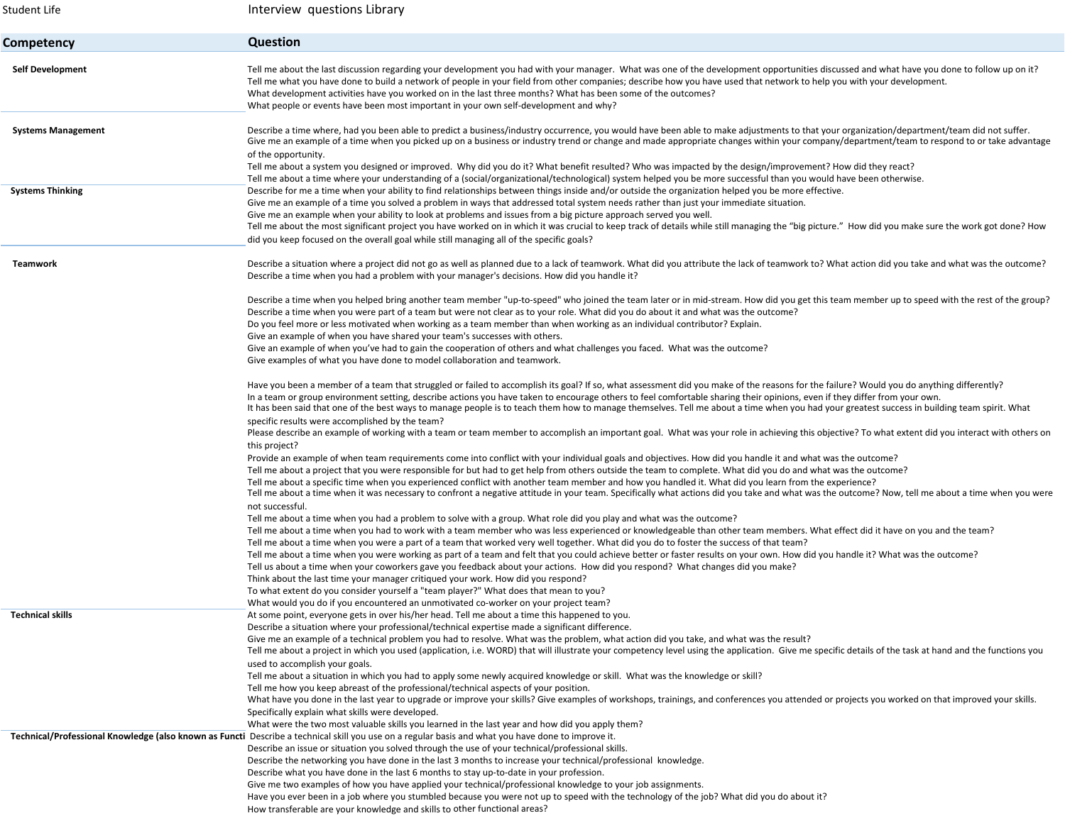| Competency | Question |
| --- | --- |
| Self Development | Tell me about the last discussion regarding your development you had with your manager. What was one of the development opportunities discussed and what have you done to follow up on it? |
| | Tell me what you have done to build a network of people in your field from other companies; describe how you have used that network to help you with your development. |
| | What development activities have you worked on in the last three months? What has been some of the outcomes? |
| | What people or events have been most important in your own self-development and why? |
| Systems Management | Describe a time where, had you been able to predict a business/industry occurrence, you would have been able to make adjustments to that your organization/department/team did not suffer. |
| | Give me an example of a time when you picked up on a business or industry trend or change and made appropriate changes within your company/department/team to respond to or take advantage of the opportunity. |
| | Tell me about a system you designed or improved. Why did you do it? What benefit resulted? Who was impacted by the design/improvement? How did they react? |
| | Tell me about a time where your understanding of a (social/organizational/technological) system helped you be more successful than you would have been otherwise. |
| Systems Thinking | Describe for me a time when your ability to find relationships between things inside and/or outside the organization helped you be more effective. |
| | Give me an example of a time you solved a problem in ways that addressed total system needs rather than just your immediate situation. |
| | Give me an example when your ability to look at problems and issues from a big picture approach served you well. |
| | Tell me about the most significant project you have worked on in which it was crucial to keep track of details while still managing the "big picture." How did you make sure the work got done? How did you keep focused on the overall goal while still managing all of the specific goals? |
| Teamwork | Describe a situation where a project did not go as well as planned due to a lack of teamwork. What did you attribute the lack of teamwork to? What action did you take and what was the outcome? |
| | Describe a time when you had a problem with your manager's decisions. How did you handle it? |
| | Describe a time when you helped bring another team member "up-to-speed" who joined the team later or in mid-stream. How did you get this team member up to speed with the rest of the group? |
| | Describe a time when you were part of a team but were not clear as to your role. What did you do about it and what was the outcome? |
| | Do you feel more or less motivated when working as a team member than when working as an individual contributor? Explain. |
| | Give an example of when you have shared your team's successes with others. |
| | Give an example of when you've had to gain the cooperation of others and what challenges you faced. What was the outcome? |
| | Give examples of what you have done to model collaboration and teamwork. |
| | Have you been a member of a team that struggled or failed to accomplish its goal? If so, what assessment did you make of the reasons for the failure? Would you do anything differently? |
| | In a team or group environment setting, describe actions you have taken to encourage others to feel comfortable sharing their opinions, even if they differ from your own. |
| | It has been said that one of the best ways to manage people is to teach them how to manage themselves. Tell me about a time when you had your greatest success in building team spirit. What specific results were accomplished by the team? |
| | Please describe an example of working with a team or team member to accomplish an important goal. What was your role in achieving this objective? To what extent did you interact with others on this project? |
| | Provide an example of when team requirements come into conflict with your individual goals and objectives. How did you handle it and what was the outcome? |
| | Tell me about a project that you were responsible for but had to get help from others outside the team to complete. What did you do and what was the outcome? |
| | Tell me about a specific time when you experienced conflict with another team member and how you handled it. What did you learn from the experience? |
| | Tell me about a time when it was necessary to confront a negative attitude in your team. Specifically what actions did you take and what was the outcome? Now, tell me about a time when you were not successful. |
| | Tell me about a time when you had a problem to solve with a group. What role did you play and what was the outcome? |
| | Tell me about a time when you had to work with a team member who was less experienced or knowledgeable than other team members. What effect did it have on you and the team? |
| | Tell me about a time when you were a part of a team that worked very well together. What did you do to foster the success of that team? |
| | Tell me about a time when you were working as part of a team and felt that you could achieve better or faster results on your own. How did you handle it? What was the outcome? |
| | Tell us about a time when your coworkers gave you feedback about your actions. How did you respond? What changes did you make? |
| | Think about the last time your manager critiqued your work. How did you respond? |
| | To what extent do you consider yourself a "team player?" What does that mean to you? |
| | What would you do if you encountered an unmotivated co-worker on your project team? |
| Technical skills | At some point, everyone gets in over his/her head. Tell me about a time this happened to you. |
| | Describe a situation where your professional/technical expertise made a significant difference. |
| | Give me an example of a technical problem you had to resolve. What was the problem, what action did you take, and what was the result? |
| | Tell me about a project in which you used (application, i.e. WORD) that will illustrate your competency level using the application. Give me specific details of the task at hand and the functions you used to accomplish your goals. |
| | Tell me about a situation in which you had to apply some newly acquired knowledge or skill. What was the knowledge or skill? |
| | Tell me how you keep abreast of the professional/technical aspects of your position. |
| | What have you done in the last year to upgrade or improve your skills? Give examples of workshops, trainings, and conferences you attended or projects you worked on that improved your skills. Specifically explain what skills were developed. |
| | What were the two most valuable skills you learned in the last year and how did you apply them? |
| Technical/Professional Knowledge (also known as Functi | Describe a technical skill you use on a regular basis and what you have done to improve it. |
| | Describe an issue or situation you solved through the use of your technical/professional skills. |
| | Describe the networking you have done in the last 3 months to increase your technical/professional knowledge. |
| | Describe what you have done in the last 6 months to stay up-to-date in your profession. |
| | Give me two examples of how you have applied your technical/professional knowledge to your job assignments. |
| | Have you ever been in a job where you stumbled because you were not up to speed with the technology of the job? What did you do about it? |
| | How transferable are your knowledge and skills to other functional areas? |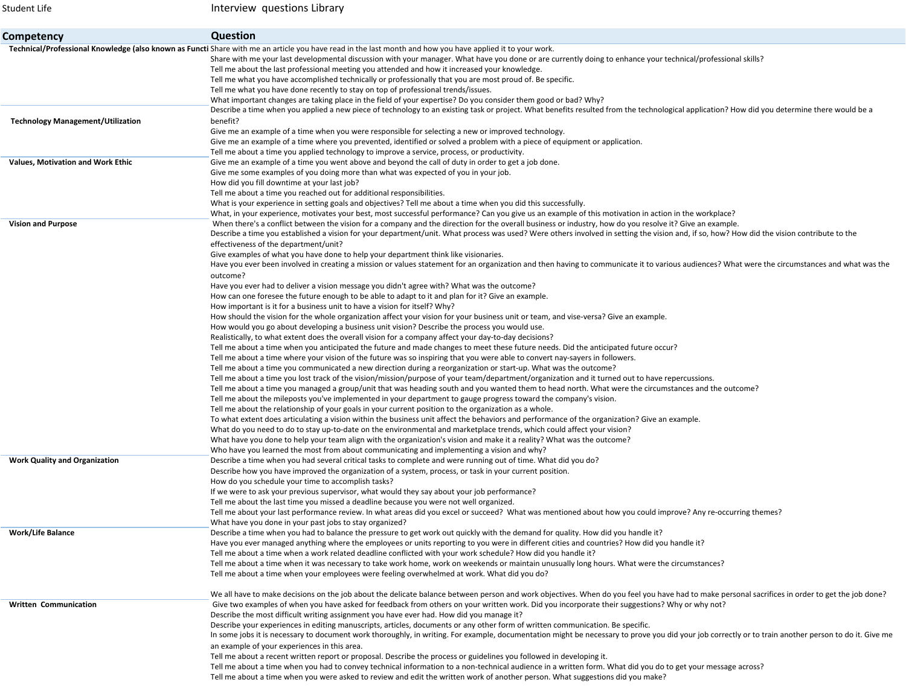Student Life

Interview questions Library

| Competency | Question |
|---|---|
| Technical/Professional Knowledge (also known as Functi | Share with me an article you have read in the last month and how you have applied it to your work. |
| | Share with me your last developmental discussion with your manager. What have you done or are currently doing to enhance your technical/professional skills? |
| | Tell me about the last professional meeting you attended and how it increased your knowledge. |
| | Tell me what you have accomplished technically or professionally that you are most proud of. Be specific. |
| | Tell me what you have done recently to stay on top of professional trends/issues. |
| | What important changes are taking place in the field of your expertise? Do you consider them good or bad? Why? |
| Technology Management/Utilization | Describe a time when you applied a new piece of technology to an existing task or project. What benefits resulted from the technological application? How did you determine there would be a benefit? |
| | Give me an example of a time when you were responsible for selecting a new or improved technology. |
| | Give me an example of a time where you prevented, identified or solved a problem with a piece of equipment or application. |
| | Tell me about a time you applied technology to improve a service, process, or productivity. |
| Values, Motivation and Work Ethic | Give me an example of a time you went above and beyond the call of duty in order to get a job done. |
| | Give me some examples of you doing more than what was expected of you in your job. |
| | How did you fill downtime at your last job? |
| | Tell me about a time you reached out for additional responsibilities. |
| | What is your experience in setting goals and objectives? Tell me about a time when you did this successfully. |
| | What, in your experience, motivates your best, most successful performance? Can you give us an example of this motivation in action in the workplace? |
| Vision and Purpose | When there's a conflict between the vision for a company and the direction for the overall business or industry, how do you resolve it? Give an example. |
| | Describe a time you established a vision for your department/unit. What process was used? Were others involved in setting the vision and, if so, how? How did the vision contribute to the effectiveness of the department/unit? |
| | Give examples of what you have done to help your department think like visionaries. |
| | Have you ever been involved in creating a mission or values statement for an organization and then having to communicate it to various audiences? What were the circumstances and what was the outcome? |
| | Have you ever had to deliver a vision message you didn't agree with? What was the outcome? |
| | How can one foresee the future enough to be able to adapt to it and plan for it? Give an example. |
| | How important is it for a business unit to have a vision for itself? Why? |
| | How should the vision for the whole organization affect your vision for your business unit or team, and vise-versa? Give an example. |
| | How would you go about developing a business unit vision? Describe the process you would use. |
| | Realistically, to what extent does the overall vision for a company affect your day-to-day decisions? |
| | Tell me about a time when you anticipated the future and made changes to meet these future needs. Did the anticipated future occur? |
| | Tell me about a time where your vision of the future was so inspiring that you were able to convert nay-sayers in followers. |
| | Tell me about a time you communicated a new direction during a reorganization or start-up. What was the outcome? |
| | Tell me about a time you lost track of the vision/mission/purpose of your team/department/organization and it turned out to have repercussions. |
| | Tell me about a time you managed a group/unit that was heading south and you wanted them to head north. What were the circumstances and the outcome? |
| | Tell me about the mileposts you've implemented in your department to gauge progress toward the company's vision. |
| | Tell me about the relationship of your goals in your current position to the organization as a whole. |
| | To what extent does articulating a vision within the business unit affect the behaviors and performance of the organization? Give an example. |
| | What do you need to do to stay up-to-date on the environmental and marketplace trends, which could affect your vision? |
| | What have you done to help your team align with the organization's vision and make it a reality? What was the outcome? |
| | Who have you learned the most from about communicating and implementing a vision and why? |
| Work Quality and Organization | Describe a time when you had several critical tasks to complete and were running out of time. What did you do? |
| | Describe how you have improved the organization of a system, process, or task in your current position. |
| | How do you schedule your time to accomplish tasks? |
| | If we were to ask your previous supervisor, what would they say about your job performance? |
| | Tell me about the last time you missed a deadline because you were not well organized. |
| | Tell me about your last performance review. In what areas did you excel or succeed? What was mentioned about how you could improve? Any re-occurring themes? |
| | What have you done in your past jobs to stay organized? |
| Work/Life Balance | Describe a time when you had to balance the pressure to get work out quickly with the demand for quality. How did you handle it? |
| | Have you ever managed anything where the employees or units reporting to you were in different cities and countries? How did you handle it? |
| | Tell me about a time when a work related deadline conflicted with your work schedule? How did you handle it? |
| | Tell me about a time when it was necessary to take work home, work on weekends or maintain unusually long hours. What were the circumstances? |
| | Tell me about a time when your employees were feeling overwhelmed at work. What did you do? |
| | We all have to make decisions on the job about the delicate balance between person and work objectives. When do you feel you have had to make personal sacrifices in order to get the job done? |
| Written Communication | Give two examples of when you have asked for feedback from others on your written work. Did you incorporate their suggestions? Why or why not? |
| | Describe the most difficult writing assignment you have ever had. How did you manage it? |
| | Describe your experiences in editing manuscripts, articles, documents or any other form of written communication. Be specific. |
| | In some jobs it is necessary to document work thoroughly, in writing. For example, documentation might be necessary to prove you did your job correctly or to train another person to do it. Give me an example of your experiences in this area. |
| | Tell me about a recent written report or proposal. Describe the process or guidelines you followed in developing it. |
| | Tell me about a time when you had to convey technical information to a non-technical audience in a written form. What did you do to get your message across? |
| | Tell me about a time when you were asked to review and edit the written work of another person. What suggestions did you make? |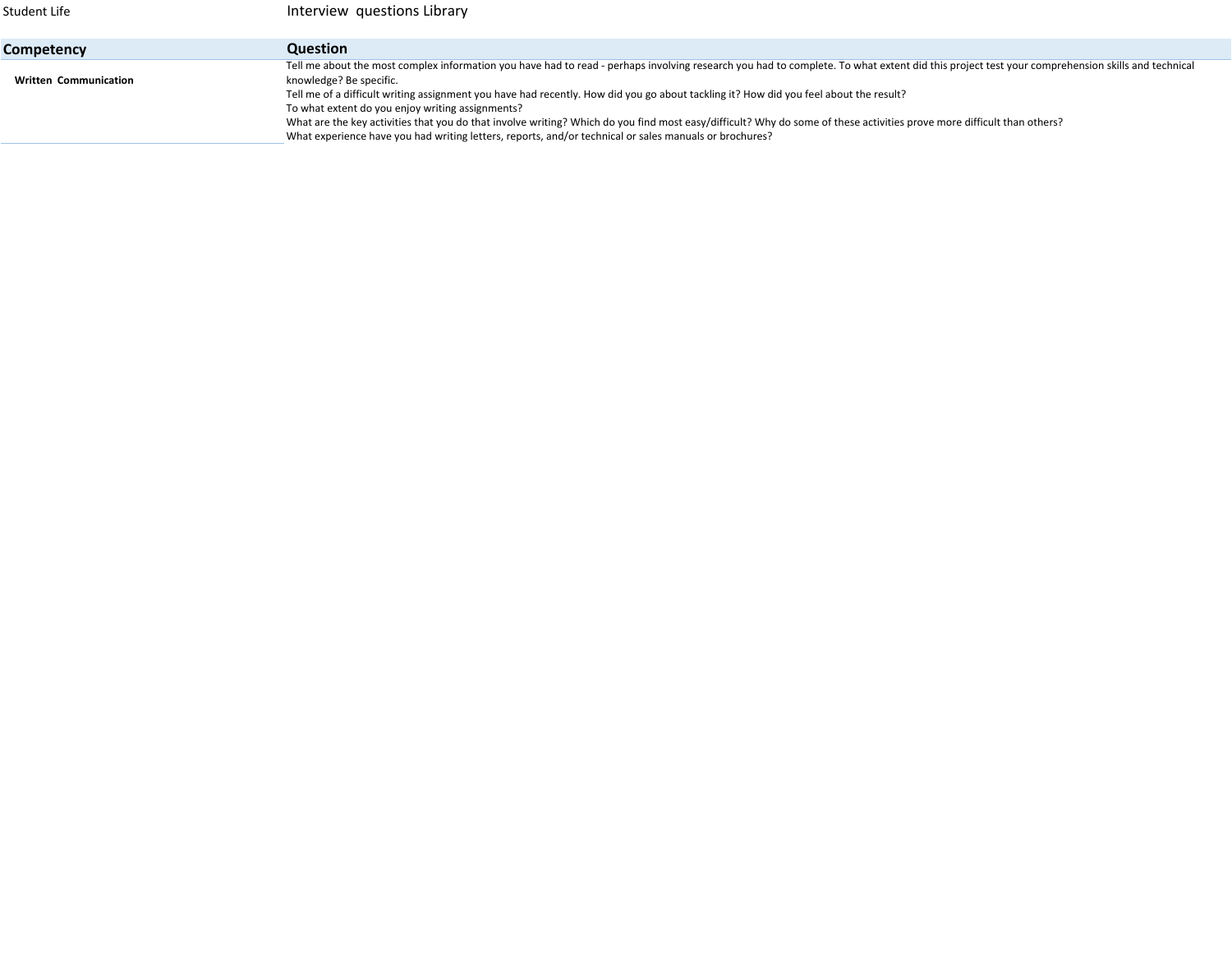Student Life | Interview questions Library

| Competency | Question |
| --- | --- |
| Written Communication | Tell me about the most complex information you have had to read - perhaps involving research you had to complete. To what extent did this project test your comprehension skills and technical knowledge? Be specific. |
| | Tell me of a difficult writing assignment you have had recently. How did you go about tackling it? How did you feel about the result? |
| | To what extent do you enjoy writing assignments? |
| | What are the key activities that you do that involve writing? Which do you find most easy/difficult? Why do some of these activities prove more difficult than others? |
| | What experience have you had writing letters, reports, and/or technical or sales manuals or brochures? |